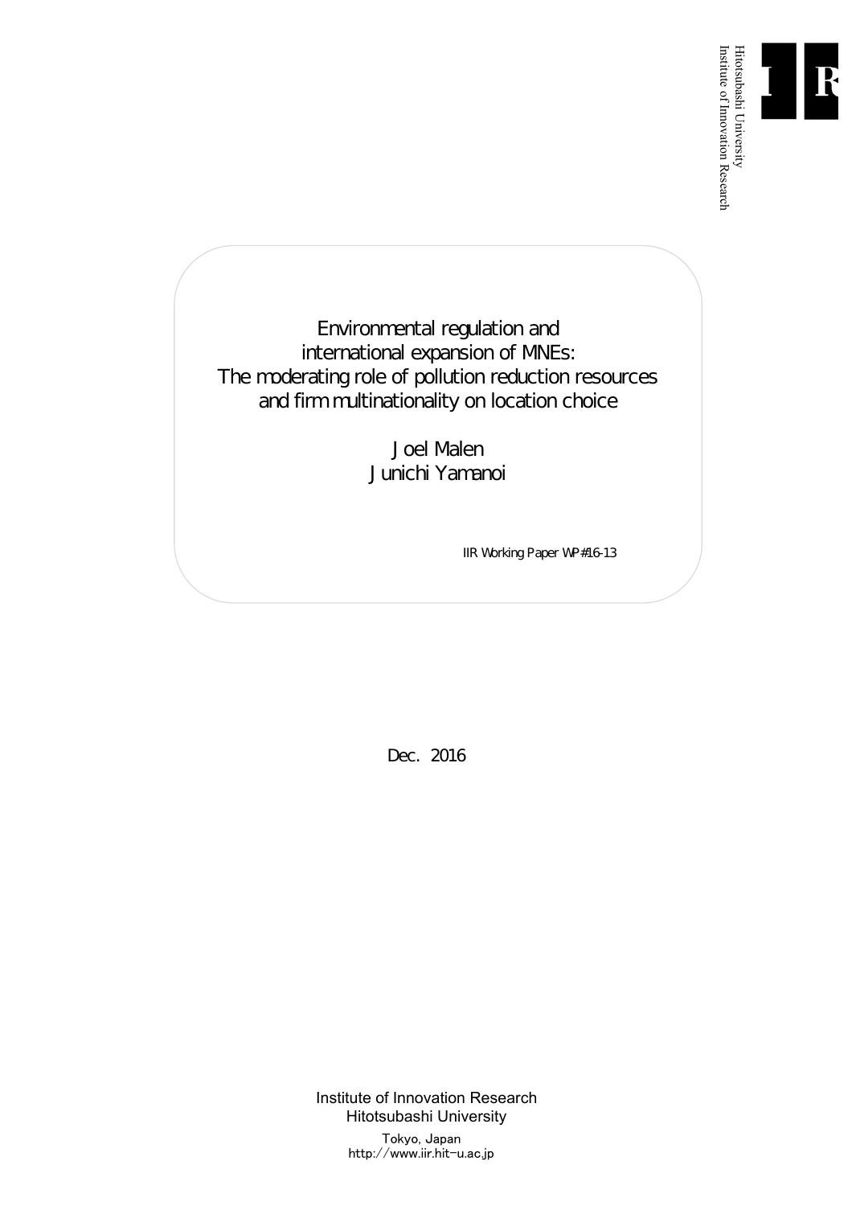Hitotsubashi University
Institute of Innovation Research

# Environmental regulation and international expansion of MNEs: The moderating role of pollution reduction resources and firm multinationality on location choice

Joel Malen

Junichi Yamanoi

IIR Working Paper WP#16-13

Dec. 2016

Institute of Innovation Research
Hitotsubashi University
Tokyo, Japan
http://www.iir.hit-u.ac.jp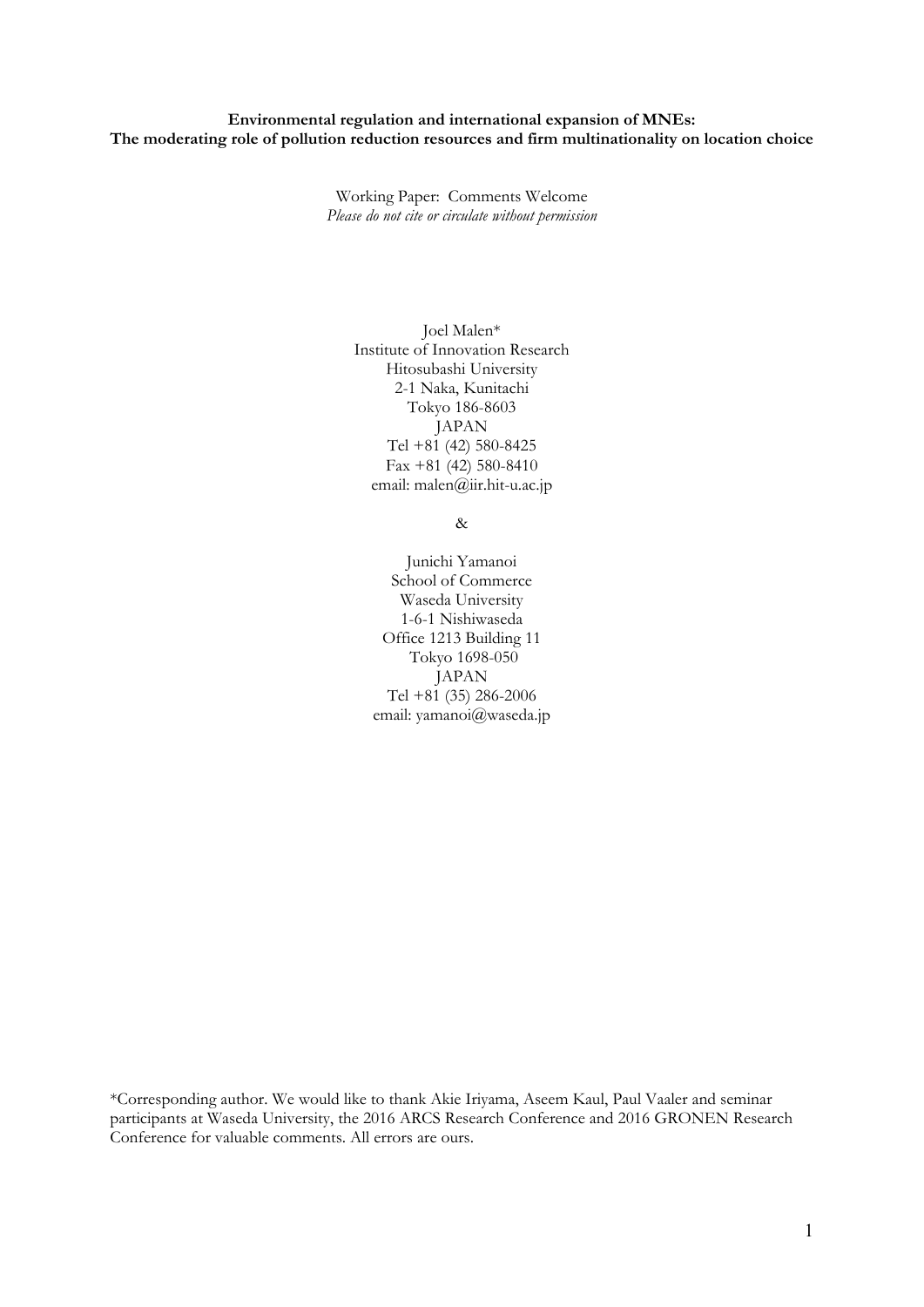**Environmental regulation and international expansion of MNEs:**
**The moderating role of pollution reduction resources and firm multinationality on location choice**

Working Paper: Comments Welcome
*Please do not cite or circulate without permission*

Joel Malen*
Institute of Innovation Research
Hitosubashi University
2-1 Naka, Kunitachi
Tokyo 186-8603
JAPAN
Tel +81 (42) 580-8425
Fax +81 (42) 580-8410
email: malen@iir.hit-u.ac.jp

&

Junichi Yamanoi
School of Commerce
Waseda University
1-6-1 Nishiwaseda
Office 1213 Building 11
Tokyo 1698-050
JAPAN
Tel +81 (35) 286-2006
email: yamanoi@waseda.jp

*Corresponding author. We would like to thank Akie Iriyama, Aseem Kaul, Paul Vaaler and seminar participants at Waseda University, the 2016 ARCS Research Conference and 2016 GRONEN Research Conference for valuable comments. All errors are ours.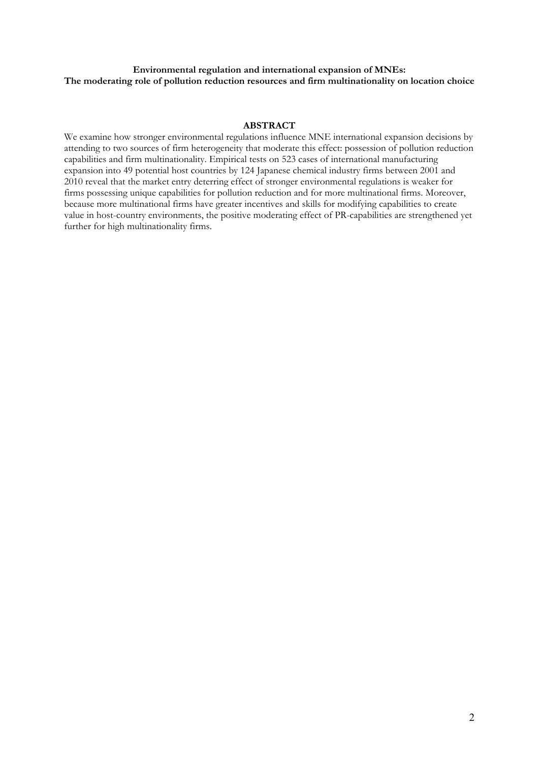**Environmental regulation and international expansion of MNEs:**
**The moderating role of pollution reduction resources and firm multinationality on location choice**

## ABSTRACT

We examine how stronger environmental regulations influence MNE international expansion decisions by attending to two sources of firm heterogeneity that moderate this effect: possession of pollution reduction capabilities and firm multinationality. Empirical tests on 523 cases of international manufacturing expansion into 49 potential host countries by 124 Japanese chemical industry firms between 2001 and 2010 reveal that the market entry deterring effect of stronger environmental regulations is weaker for firms possessing unique capabilities for pollution reduction and for more multinational firms. Moreover, because more multinational firms have greater incentives and skills for modifying capabilities to create value in host-country environments, the positive moderating effect of PR-capabilities are strengthened yet further for high multinationality firms.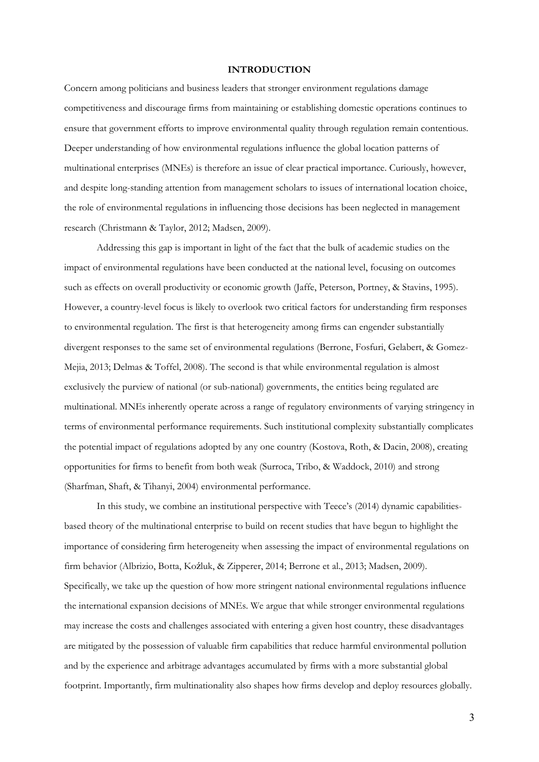# INTRODUCTION

Concern among politicians and business leaders that stronger environment regulations damage competitiveness and discourage firms from maintaining or establishing domestic operations continues to ensure that government efforts to improve environmental quality through regulation remain contentious. Deeper understanding of how environmental regulations influence the global location patterns of multinational enterprises (MNEs) is therefore an issue of clear practical importance. Curiously, however, and despite long-standing attention from management scholars to issues of international location choice, the role of environmental regulations in influencing those decisions has been neglected in management research (Christmann & Taylor, 2012; Madsen, 2009).

Addressing this gap is important in light of the fact that the bulk of academic studies on the impact of environmental regulations have been conducted at the national level, focusing on outcomes such as effects on overall productivity or economic growth (Jaffe, Peterson, Portney, & Stavins, 1995). However, a country-level focus is likely to overlook two critical factors for understanding firm responses to environmental regulation. The first is that heterogeneity among firms can engender substantially divergent responses to the same set of environmental regulations (Berrone, Fosfuri, Gelabert, & Gomez-Mejia, 2013; Delmas & Toffel, 2008). The second is that while environmental regulation is almost exclusively the purview of national (or sub-national) governments, the entities being regulated are multinational. MNEs inherently operate across a range of regulatory environments of varying stringency in terms of environmental performance requirements. Such institutional complexity substantially complicates the potential impact of regulations adopted by any one country (Kostova, Roth, & Dacin, 2008), creating opportunities for firms to benefit from both weak (Surroca, Tribo, & Waddock, 2010) and strong (Sharfman, Shaft, & Tihanyi, 2004) environmental performance.

In this study, we combine an institutional perspective with Teece's (2014) dynamic capabilities-based theory of the multinational enterprise to build on recent studies that have begun to highlight the importance of considering firm heterogeneity when assessing the impact of environmental regulations on firm behavior (Albrizio, Botta, Koźluk, & Zipperer, 2014; Berrone et al., 2013; Madsen, 2009). Specifically, we take up the question of how more stringent national environmental regulations influence the international expansion decisions of MNEs. We argue that while stronger environmental regulations may increase the costs and challenges associated with entering a given host country, these disadvantages are mitigated by the possession of valuable firm capabilities that reduce harmful environmental pollution and by the experience and arbitrage advantages accumulated by firms with a more substantial global footprint. Importantly, firm multinationality also shapes how firms develop and deploy resources globally.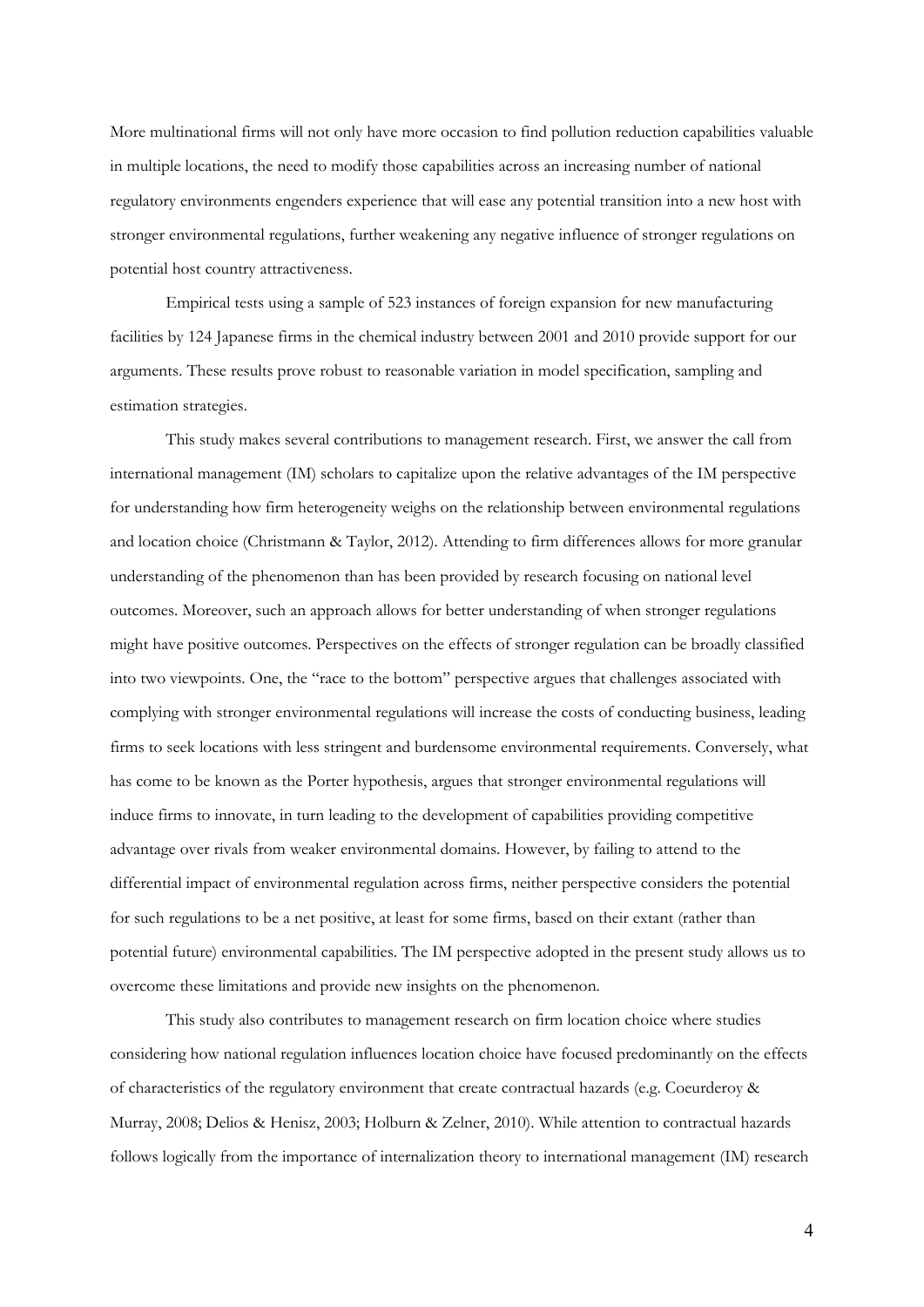More multinational firms will not only have more occasion to find pollution reduction capabilities valuable in multiple locations, the need to modify those capabilities across an increasing number of national regulatory environments engenders experience that will ease any potential transition into a new host with stronger environmental regulations, further weakening any negative influence of stronger regulations on potential host country attractiveness.

Empirical tests using a sample of 523 instances of foreign expansion for new manufacturing facilities by 124 Japanese firms in the chemical industry between 2001 and 2010 provide support for our arguments. These results prove robust to reasonable variation in model specification, sampling and estimation strategies.

This study makes several contributions to management research. First, we answer the call from international management (IM) scholars to capitalize upon the relative advantages of the IM perspective for understanding how firm heterogeneity weighs on the relationship between environmental regulations and location choice (Christmann & Taylor, 2012). Attending to firm differences allows for more granular understanding of the phenomenon than has been provided by research focusing on national level outcomes. Moreover, such an approach allows for better understanding of when stronger regulations might have positive outcomes. Perspectives on the effects of stronger regulation can be broadly classified into two viewpoints. One, the "race to the bottom" perspective argues that challenges associated with complying with stronger environmental regulations will increase the costs of conducting business, leading firms to seek locations with less stringent and burdensome environmental requirements. Conversely, what has come to be known as the Porter hypothesis, argues that stronger environmental regulations will induce firms to innovate, in turn leading to the development of capabilities providing competitive advantage over rivals from weaker environmental domains. However, by failing to attend to the differential impact of environmental regulation across firms, neither perspective considers the potential for such regulations to be a net positive, at least for some firms, based on their extant (rather than potential future) environmental capabilities. The IM perspective adopted in the present study allows us to overcome these limitations and provide new insights on the phenomenon.

This study also contributes to management research on firm location choice where studies considering how national regulation influences location choice have focused predominantly on the effects of characteristics of the regulatory environment that create contractual hazards (e.g. Coeurderoy & Murray, 2008; Delios & Henisz, 2003; Holburn & Zelner, 2010). While attention to contractual hazards follows logically from the importance of internalization theory to international management (IM) research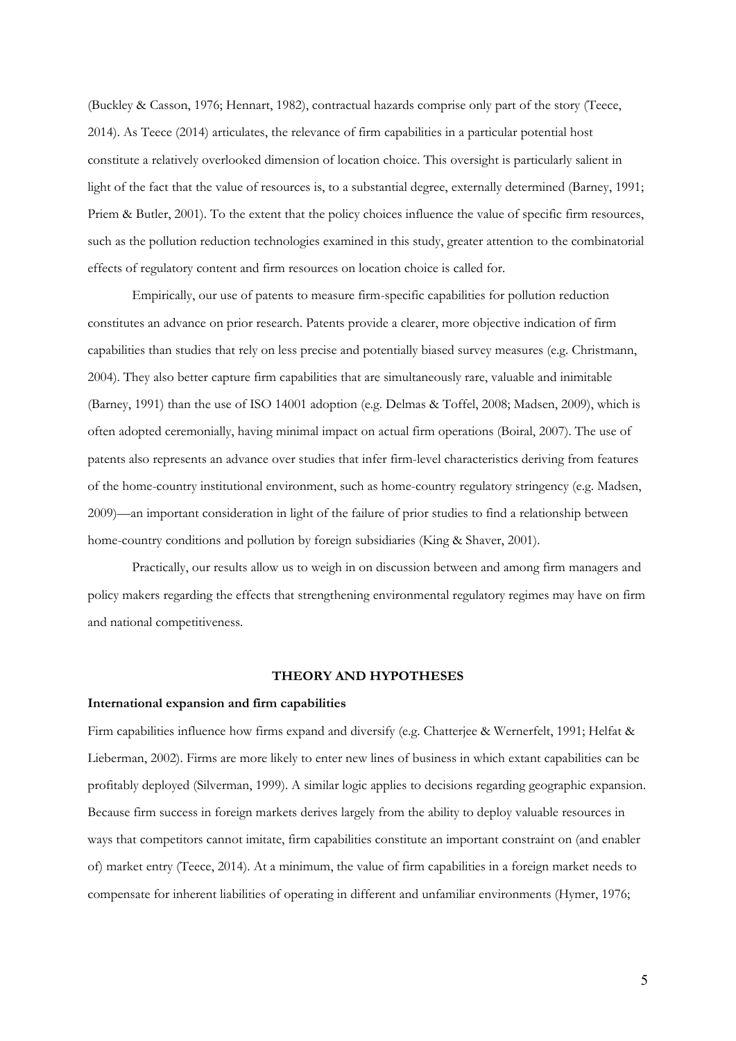(Buckley & Casson, 1976; Hennart, 1982), contractual hazards comprise only part of the story (Teece, 2014). As Teece (2014) articulates, the relevance of firm capabilities in a particular potential host constitute a relatively overlooked dimension of location choice. This oversight is particularly salient in light of the fact that the value of resources is, to a substantial degree, externally determined (Barney, 1991; Priem & Butler, 2001). To the extent that the policy choices influence the value of specific firm resources, such as the pollution reduction technologies examined in this study, greater attention to the combinatorial effects of regulatory content and firm resources on location choice is called for.

Empirically, our use of patents to measure firm-specific capabilities for pollution reduction constitutes an advance on prior research. Patents provide a clearer, more objective indication of firm capabilities than studies that rely on less precise and potentially biased survey measures (e.g. Christmann, 2004). They also better capture firm capabilities that are simultaneously rare, valuable and inimitable (Barney, 1991) than the use of ISO 14001 adoption (e.g. Delmas & Toffel, 2008; Madsen, 2009), which is often adopted ceremonially, having minimal impact on actual firm operations (Boiral, 2007). The use of patents also represents an advance over studies that infer firm-level characteristics deriving from features of the home-country institutional environment, such as home-country regulatory stringency (e.g. Madsen, 2009)—an important consideration in light of the failure of prior studies to find a relationship between home-country conditions and pollution by foreign subsidiaries (King & Shaver, 2001).

Practically, our results allow us to weigh in on discussion between and among firm managers and policy makers regarding the effects that strengthening environmental regulatory regimes may have on firm and national competitiveness.

## THEORY AND HYPOTHESES

### International expansion and firm capabilities

Firm capabilities influence how firms expand and diversify (e.g. Chatterjee & Wernerfelt, 1991; Helfat & Lieberman, 2002). Firms are more likely to enter new lines of business in which extant capabilities can be profitably deployed (Silverman, 1999). A similar logic applies to decisions regarding geographic expansion. Because firm success in foreign markets derives largely from the ability to deploy valuable resources in ways that competitors cannot imitate, firm capabilities constitute an important constraint on (and enabler of) market entry (Teece, 2014). At a minimum, the value of firm capabilities in a foreign market needs to compensate for inherent liabilities of operating in different and unfamiliar environments (Hymer, 1976;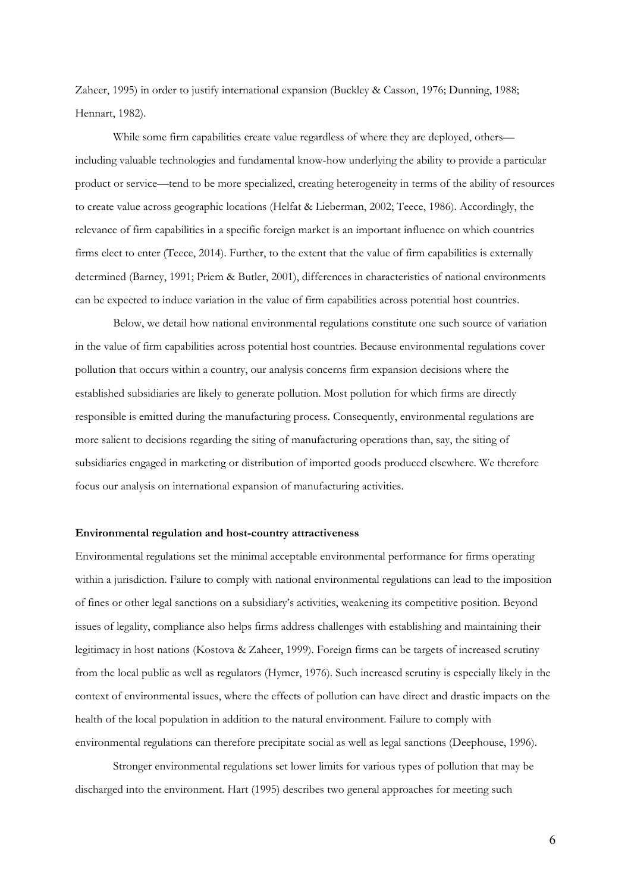Zaheer, 1995) in order to justify international expansion (Buckley & Casson, 1976; Dunning, 1988; Hennart, 1982).

While some firm capabilities create value regardless of where they are deployed, others—including valuable technologies and fundamental know-how underlying the ability to provide a particular product or service—tend to be more specialized, creating heterogeneity in terms of the ability of resources to create value across geographic locations (Helfat & Lieberman, 2002; Teece, 1986). Accordingly, the relevance of firm capabilities in a specific foreign market is an important influence on which countries firms elect to enter (Teece, 2014). Further, to the extent that the value of firm capabilities is externally determined (Barney, 1991; Priem & Butler, 2001), differences in characteristics of national environments can be expected to induce variation in the value of firm capabilities across potential host countries.

Below, we detail how national environmental regulations constitute one such source of variation in the value of firm capabilities across potential host countries. Because environmental regulations cover pollution that occurs within a country, our analysis concerns firm expansion decisions where the established subsidiaries are likely to generate pollution. Most pollution for which firms are directly responsible is emitted during the manufacturing process. Consequently, environmental regulations are more salient to decisions regarding the siting of manufacturing operations than, say, the siting of subsidiaries engaged in marketing or distribution of imported goods produced elsewhere. We therefore focus our analysis on international expansion of manufacturing activities.

**Environmental regulation and host-country attractiveness**

Environmental regulations set the minimal acceptable environmental performance for firms operating within a jurisdiction. Failure to comply with national environmental regulations can lead to the imposition of fines or other legal sanctions on a subsidiary's activities, weakening its competitive position. Beyond issues of legality, compliance also helps firms address challenges with establishing and maintaining their legitimacy in host nations (Kostova & Zaheer, 1999). Foreign firms can be targets of increased scrutiny from the local public as well as regulators (Hymer, 1976). Such increased scrutiny is especially likely in the context of environmental issues, where the effects of pollution can have direct and drastic impacts on the health of the local population in addition to the natural environment. Failure to comply with environmental regulations can therefore precipitate social as well as legal sanctions (Deephouse, 1996).

Stronger environmental regulations set lower limits for various types of pollution that may be discharged into the environment. Hart (1995) describes two general approaches for meeting such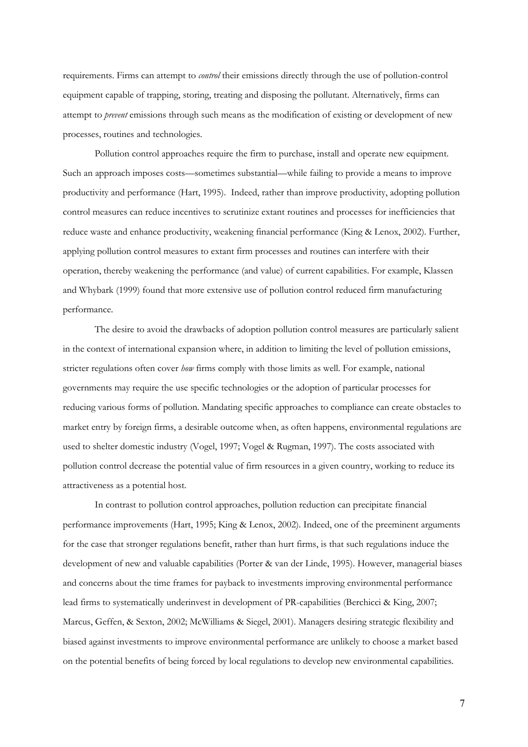requirements. Firms can attempt to *control* their emissions directly through the use of pollution-control equipment capable of trapping, storing, treating and disposing the pollutant. Alternatively, firms can attempt to *prevent* emissions through such means as the modification of existing or development of new processes, routines and technologies.

Pollution control approaches require the firm to purchase, install and operate new equipment. Such an approach imposes costs—sometimes substantial—while failing to provide a means to improve productivity and performance (Hart, 1995). Indeed, rather than improve productivity, adopting pollution control measures can reduce incentives to scrutinize extant routines and processes for inefficiencies that reduce waste and enhance productivity, weakening financial performance (King & Lenox, 2002). Further, applying pollution control measures to extant firm processes and routines can interfere with their operation, thereby weakening the performance (and value) of current capabilities. For example, Klassen and Whybark (1999) found that more extensive use of pollution control reduced firm manufacturing performance.

The desire to avoid the drawbacks of adoption pollution control measures are particularly salient in the context of international expansion where, in addition to limiting the level of pollution emissions, stricter regulations often cover *how* firms comply with those limits as well. For example, national governments may require the use specific technologies or the adoption of particular processes for reducing various forms of pollution. Mandating specific approaches to compliance can create obstacles to market entry by foreign firms, a desirable outcome when, as often happens, environmental regulations are used to shelter domestic industry (Vogel, 1997; Vogel & Rugman, 1997). The costs associated with pollution control decrease the potential value of firm resources in a given country, working to reduce its attractiveness as a potential host.

In contrast to pollution control approaches, pollution reduction can precipitate financial performance improvements (Hart, 1995; King & Lenox, 2002). Indeed, one of the preeminent arguments for the case that stronger regulations benefit, rather than hurt firms, is that such regulations induce the development of new and valuable capabilities (Porter & van der Linde, 1995). However, managerial biases and concerns about the time frames for payback to investments improving environmental performance lead firms to systematically underinvest in development of PR-capabilities (Berchicci & King, 2007; Marcus, Geffen, & Sexton, 2002; McWilliams & Siegel, 2001). Managers desiring strategic flexibility and biased against investments to improve environmental performance are unlikely to choose a market based on the potential benefits of being forced by local regulations to develop new environmental capabilities.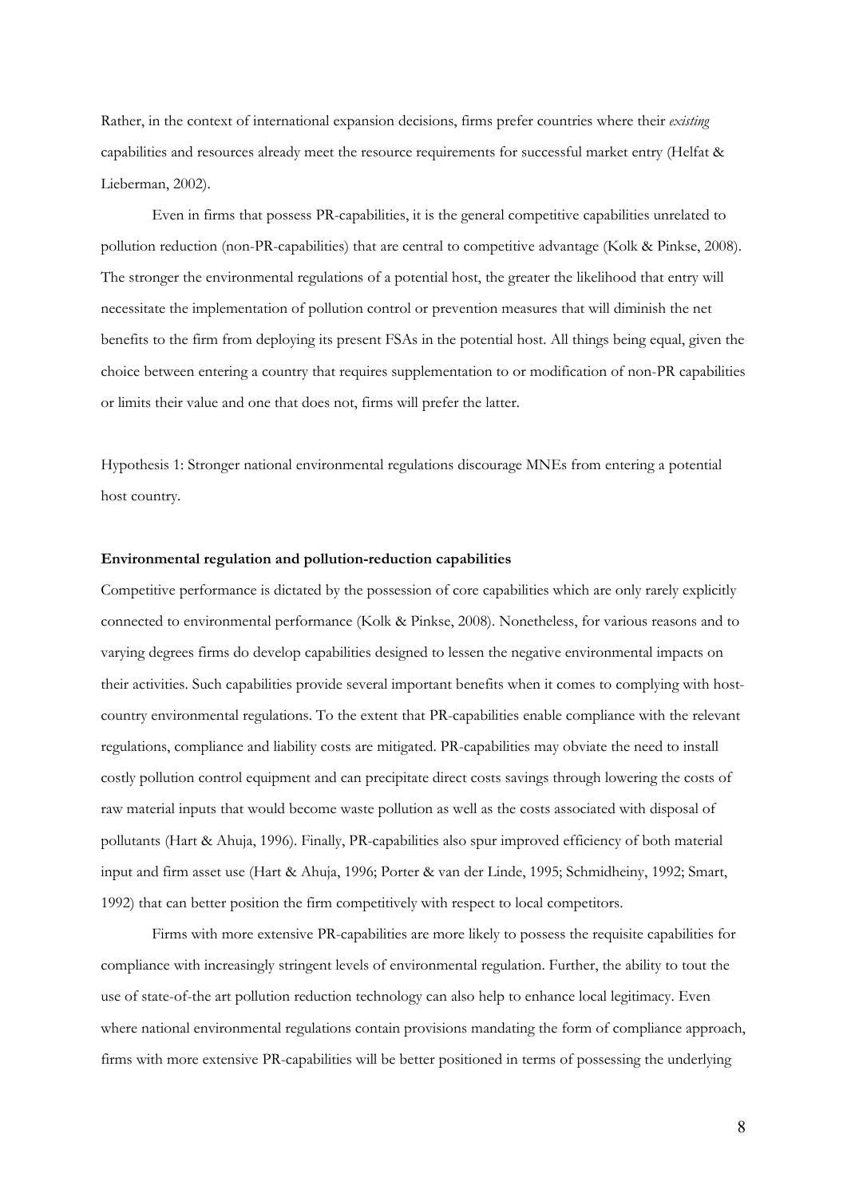Rather, in the context of international expansion decisions, firms prefer countries where their *existing* capabilities and resources already meet the resource requirements for successful market entry (Helfat & Lieberman, 2002).

Even in firms that possess PR-capabilities, it is the general competitive capabilities unrelated to pollution reduction (non-PR-capabilities) that are central to competitive advantage (Kolk & Pinkse, 2008). The stronger the environmental regulations of a potential host, the greater the likelihood that entry will necessitate the implementation of pollution control or prevention measures that will diminish the net benefits to the firm from deploying its present FSAs in the potential host. All things being equal, given the choice between entering a country that requires supplementation to or modification of non-PR capabilities or limits their value and one that does not, firms will prefer the latter.

Hypothesis 1: Stronger national environmental regulations discourage MNEs from entering a potential host country.

**Environmental regulation and pollution-reduction capabilities**

Competitive performance is dictated by the possession of core capabilities which are only rarely explicitly connected to environmental performance (Kolk & Pinkse, 2008). Nonetheless, for various reasons and to varying degrees firms do develop capabilities designed to lessen the negative environmental impacts on their activities. Such capabilities provide several important benefits when it comes to complying with host-country environmental regulations. To the extent that PR-capabilities enable compliance with the relevant regulations, compliance and liability costs are mitigated. PR-capabilities may obviate the need to install costly pollution control equipment and can precipitate direct costs savings through lowering the costs of raw material inputs that would become waste pollution as well as the costs associated with disposal of pollutants (Hart & Ahuja, 1996). Finally, PR-capabilities also spur improved efficiency of both material input and firm asset use (Hart & Ahuja, 1996; Porter & van der Linde, 1995; Schmidheiny, 1992; Smart, 1992) that can better position the firm competitively with respect to local competitors.

Firms with more extensive PR-capabilities are more likely to possess the requisite capabilities for compliance with increasingly stringent levels of environmental regulation. Further, the ability to tout the use of state-of-the art pollution reduction technology can also help to enhance local legitimacy. Even where national environmental regulations contain provisions mandating the form of compliance approach, firms with more extensive PR-capabilities will be better positioned in terms of possessing the underlying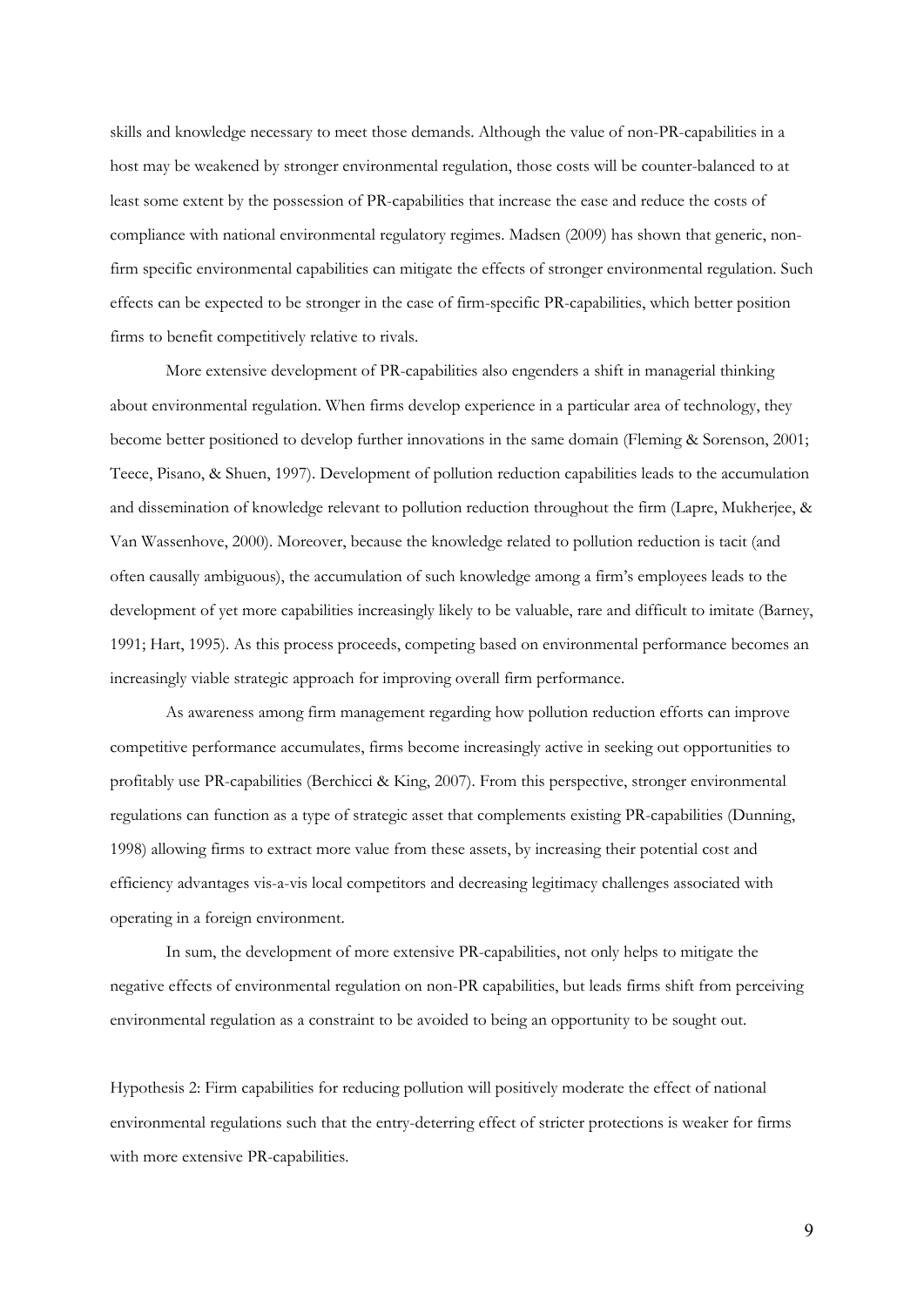skills and knowledge necessary to meet those demands. Although the value of non-PR-capabilities in a host may be weakened by stronger environmental regulation, those costs will be counter-balanced to at least some extent by the possession of PR-capabilities that increase the ease and reduce the costs of compliance with national environmental regulatory regimes. Madsen (2009) has shown that generic, non-firm specific environmental capabilities can mitigate the effects of stronger environmental regulation. Such effects can be expected to be stronger in the case of firm-specific PR-capabilities, which better position firms to benefit competitively relative to rivals.

More extensive development of PR-capabilities also engenders a shift in managerial thinking about environmental regulation. When firms develop experience in a particular area of technology, they become better positioned to develop further innovations in the same domain (Fleming & Sorenson, 2001; Teece, Pisano, & Shuen, 1997). Development of pollution reduction capabilities leads to the accumulation and dissemination of knowledge relevant to pollution reduction throughout the firm (Lapre, Mukherjee, & Van Wassenhove, 2000). Moreover, because the knowledge related to pollution reduction is tacit (and often causally ambiguous), the accumulation of such knowledge among a firm's employees leads to the development of yet more capabilities increasingly likely to be valuable, rare and difficult to imitate (Barney, 1991; Hart, 1995). As this process proceeds, competing based on environmental performance becomes an increasingly viable strategic approach for improving overall firm performance.

As awareness among firm management regarding how pollution reduction efforts can improve competitive performance accumulates, firms become increasingly active in seeking out opportunities to profitably use PR-capabilities (Berchicci & King, 2007). From this perspective, stronger environmental regulations can function as a type of strategic asset that complements existing PR-capabilities (Dunning, 1998) allowing firms to extract more value from these assets, by increasing their potential cost and efficiency advantages vis-a-vis local competitors and decreasing legitimacy challenges associated with operating in a foreign environment.

In sum, the development of more extensive PR-capabilities, not only helps to mitigate the negative effects of environmental regulation on non-PR capabilities, but leads firms shift from perceiving environmental regulation as a constraint to be avoided to being an opportunity to be sought out.

Hypothesis 2: Firm capabilities for reducing pollution will positively moderate the effect of national environmental regulations such that the entry-deterring effect of stricter protections is weaker for firms with more extensive PR-capabilities.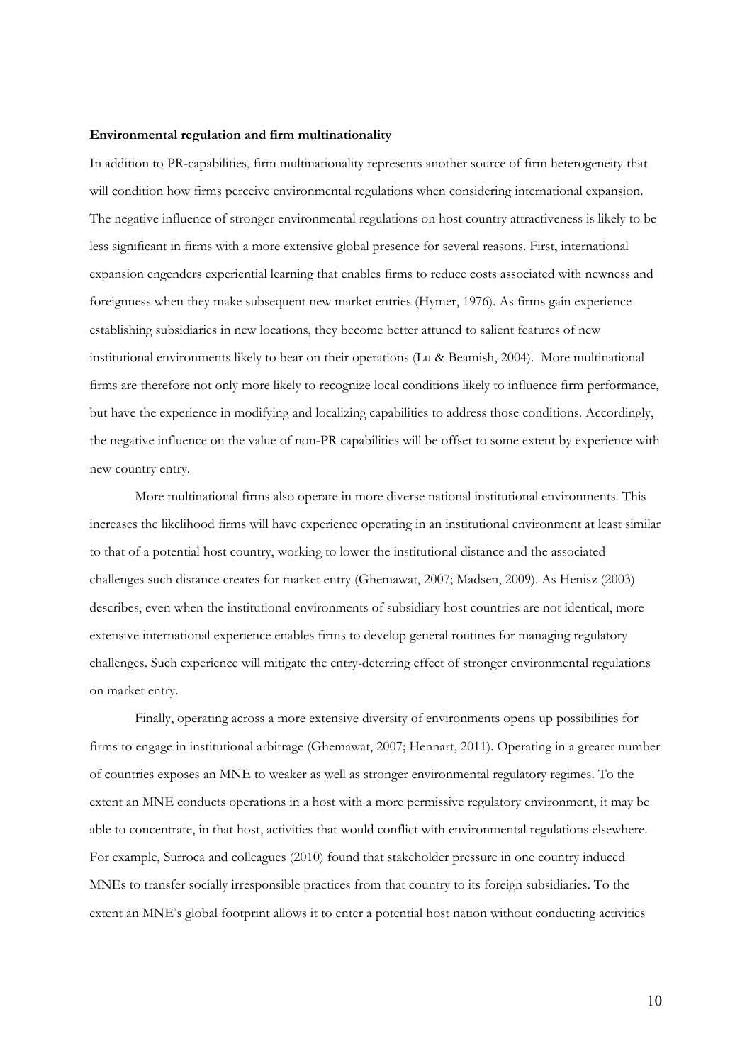**Environmental regulation and firm multinationality**

In addition to PR-capabilities, firm multinationality represents another source of firm heterogeneity that will condition how firms perceive environmental regulations when considering international expansion. The negative influence of stronger environmental regulations on host country attractiveness is likely to be less significant in firms with a more extensive global presence for several reasons. First, international expansion engenders experiential learning that enables firms to reduce costs associated with newness and foreignness when they make subsequent new market entries (Hymer, 1976). As firms gain experience establishing subsidiaries in new locations, they become better attuned to salient features of new institutional environments likely to bear on their operations (Lu & Beamish, 2004). More multinational firms are therefore not only more likely to recognize local conditions likely to influence firm performance, but have the experience in modifying and localizing capabilities to address those conditions. Accordingly, the negative influence on the value of non-PR capabilities will be offset to some extent by experience with new country entry.

More multinational firms also operate in more diverse national institutional environments. This increases the likelihood firms will have experience operating in an institutional environment at least similar to that of a potential host country, working to lower the institutional distance and the associated challenges such distance creates for market entry (Ghemawat, 2007; Madsen, 2009). As Henisz (2003) describes, even when the institutional environments of subsidiary host countries are not identical, more extensive international experience enables firms to develop general routines for managing regulatory challenges. Such experience will mitigate the entry-deterring effect of stronger environmental regulations on market entry.

Finally, operating across a more extensive diversity of environments opens up possibilities for firms to engage in institutional arbitrage (Ghemawat, 2007; Hennart, 2011). Operating in a greater number of countries exposes an MNE to weaker as well as stronger environmental regulatory regimes. To the extent an MNE conducts operations in a host with a more permissive regulatory environment, it may be able to concentrate, in that host, activities that would conflict with environmental regulations elsewhere. For example, Surroca and colleagues (2010) found that stakeholder pressure in one country induced MNEs to transfer socially irresponsible practices from that country to its foreign subsidiaries. To the extent an MNE's global footprint allows it to enter a potential host nation without conducting activities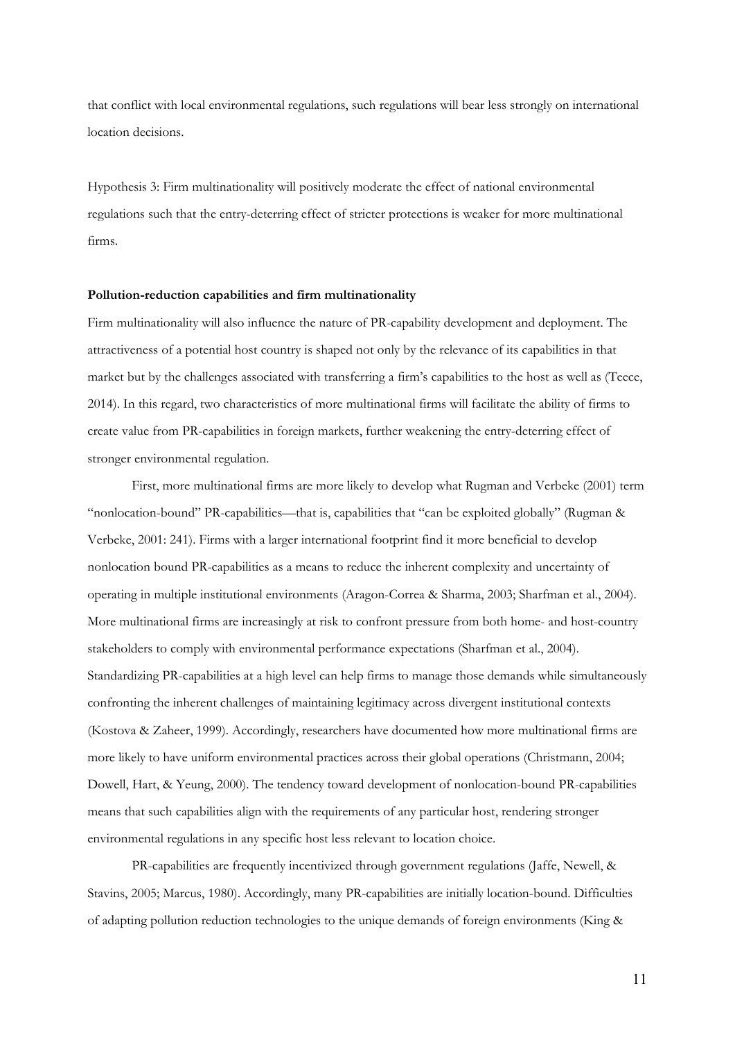that conflict with local environmental regulations, such regulations will bear less strongly on international location decisions.

Hypothesis 3: Firm multinationality will positively moderate the effect of national environmental regulations such that the entry-deterring effect of stricter protections is weaker for more multinational firms.

**Pollution-reduction capabilities and firm multinationality**

Firm multinationality will also influence the nature of PR-capability development and deployment. The attractiveness of a potential host country is shaped not only by the relevance of its capabilities in that market but by the challenges associated with transferring a firm's capabilities to the host as well as (Teece, 2014). In this regard, two characteristics of more multinational firms will facilitate the ability of firms to create value from PR-capabilities in foreign markets, further weakening the entry-deterring effect of stronger environmental regulation.

First, more multinational firms are more likely to develop what Rugman and Verbeke (2001) term "nonlocation-bound" PR-capabilities—that is, capabilities that "can be exploited globally" (Rugman & Verbeke, 2001: 241). Firms with a larger international footprint find it more beneficial to develop nonlocation bound PR-capabilities as a means to reduce the inherent complexity and uncertainty of operating in multiple institutional environments (Aragon-Correa & Sharma, 2003; Sharfman et al., 2004). More multinational firms are increasingly at risk to confront pressure from both home- and host-country stakeholders to comply with environmental performance expectations (Sharfman et al., 2004). Standardizing PR-capabilities at a high level can help firms to manage those demands while simultaneously confronting the inherent challenges of maintaining legitimacy across divergent institutional contexts (Kostova & Zaheer, 1999). Accordingly, researchers have documented how more multinational firms are more likely to have uniform environmental practices across their global operations (Christmann, 2004; Dowell, Hart, & Yeung, 2000). The tendency toward development of nonlocation-bound PR-capabilities means that such capabilities align with the requirements of any particular host, rendering stronger environmental regulations in any specific host less relevant to location choice.

PR-capabilities are frequently incentivized through government regulations (Jaffe, Newell, & Stavins, 2005; Marcus, 1980). Accordingly, many PR-capabilities are initially location-bound. Difficulties of adapting pollution reduction technologies to the unique demands of foreign environments (King &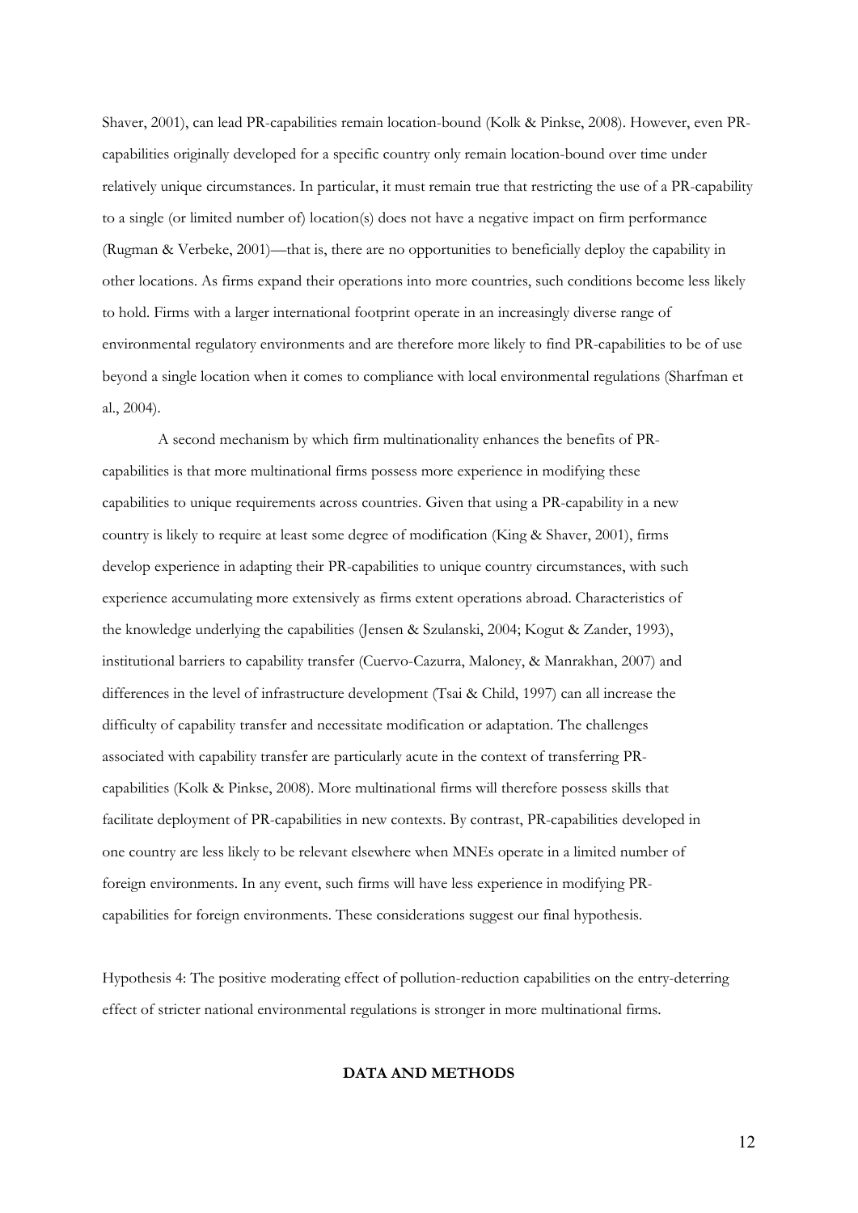Shaver, 2001), can lead PR-capabilities remain location-bound (Kolk & Pinkse, 2008). However, even PR-capabilities originally developed for a specific country only remain location-bound over time under relatively unique circumstances. In particular, it must remain true that restricting the use of a PR-capability to a single (or limited number of) location(s) does not have a negative impact on firm performance (Rugman & Verbeke, 2001)—that is, there are no opportunities to beneficially deploy the capability in other locations. As firms expand their operations into more countries, such conditions become less likely to hold. Firms with a larger international footprint operate in an increasingly diverse range of environmental regulatory environments and are therefore more likely to find PR-capabilities to be of use beyond a single location when it comes to compliance with local environmental regulations (Sharfman et al., 2004).

A second mechanism by which firm multinationality enhances the benefits of PR-capabilities is that more multinational firms possess more experience in modifying these capabilities to unique requirements across countries. Given that using a PR-capability in a new country is likely to require at least some degree of modification (King & Shaver, 2001), firms develop experience in adapting their PR-capabilities to unique country circumstances, with such experience accumulating more extensively as firms extent operations abroad. Characteristics of the knowledge underlying the capabilities (Jensen & Szulanski, 2004; Kogut & Zander, 1993), institutional barriers to capability transfer (Cuervo-Cazurra, Maloney, & Manrakhan, 2007) and differences in the level of infrastructure development (Tsai & Child, 1997) can all increase the difficulty of capability transfer and necessitate modification or adaptation. The challenges associated with capability transfer are particularly acute in the context of transferring PR-capabilities (Kolk & Pinkse, 2008). More multinational firms will therefore possess skills that facilitate deployment of PR-capabilities in new contexts. By contrast, PR-capabilities developed in one country are less likely to be relevant elsewhere when MNEs operate in a limited number of foreign environments. In any event, such firms will have less experience in modifying PR-capabilities for foreign environments. These considerations suggest our final hypothesis.

Hypothesis 4: The positive moderating effect of pollution-reduction capabilities on the entry-deterring effect of stricter national environmental regulations is stronger in more multinational firms.

## DATA AND METHODS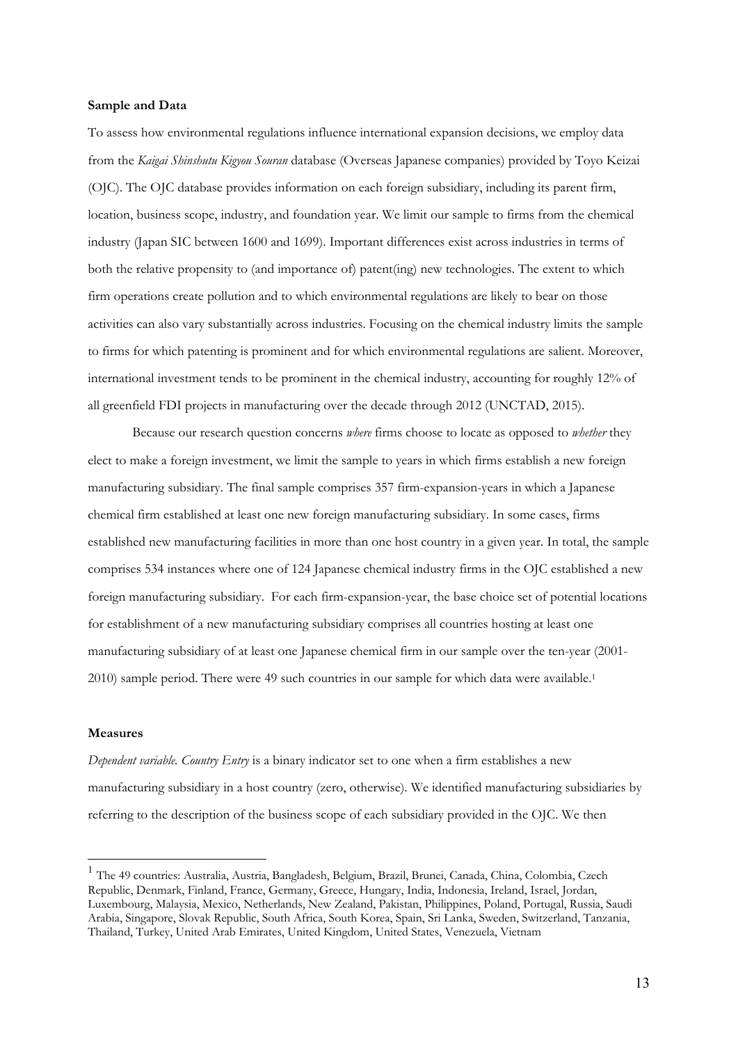**Sample and Data**

To assess how environmental regulations influence international expansion decisions, we employ data from the *Kaigai Shinshutu Kigyou Souran* database (Overseas Japanese companies) provided by Toyo Keizai (OJC). The OJC database provides information on each foreign subsidiary, including its parent firm, location, business scope, industry, and foundation year. We limit our sample to firms from the chemical industry (Japan SIC between 1600 and 1699). Important differences exist across industries in terms of both the relative propensity to (and importance of) patent(ing) new technologies. The extent to which firm operations create pollution and to which environmental regulations are likely to bear on those activities can also vary substantially across industries. Focusing on the chemical industry limits the sample to firms for which patenting is prominent and for which environmental regulations are salient. Moreover, international investment tends to be prominent in the chemical industry, accounting for roughly 12% of all greenfield FDI projects in manufacturing over the decade through 2012 (UNCTAD, 2015).

Because our research question concerns *where* firms choose to locate as opposed to *whether* they elect to make a foreign investment, we limit the sample to years in which firms establish a new foreign manufacturing subsidiary. The final sample comprises 357 firm-expansion-years in which a Japanese chemical firm established at least one new foreign manufacturing subsidiary. In some cases, firms established new manufacturing facilities in more than one host country in a given year. In total, the sample comprises 534 instances where one of 124 Japanese chemical industry firms in the OJC established a new foreign manufacturing subsidiary. For each firm-expansion-year, the base choice set of potential locations for establishment of a new manufacturing subsidiary comprises all countries hosting at least one manufacturing subsidiary of at least one Japanese chemical firm in our sample over the ten-year (2001-2010) sample period. There were 49 such countries in our sample for which data were available.[1]

**Measures**

*Dependent variable. Country Entry* is a binary indicator set to one when a firm establishes a new manufacturing subsidiary in a host country (zero, otherwise). We identified manufacturing subsidiaries by referring to the description of the business scope of each subsidiary provided in the OJC. We then

---

[1] The 49 countries: Australia, Austria, Bangladesh, Belgium, Brazil, Brunei, Canada, China, Colombia, Czech Republic, Denmark, Finland, France, Germany, Greece, Hungary, India, Indonesia, Ireland, Israel, Jordan, Luxembourg, Malaysia, Mexico, Netherlands, New Zealand, Pakistan, Philippines, Poland, Portugal, Russia, Saudi Arabia, Singapore, Slovak Republic, South Africa, South Korea, Spain, Sri Lanka, Sweden, Switzerland, Tanzania, Thailand, Turkey, United Arab Emirates, United Kingdom, United States, Venezuela, Vietnam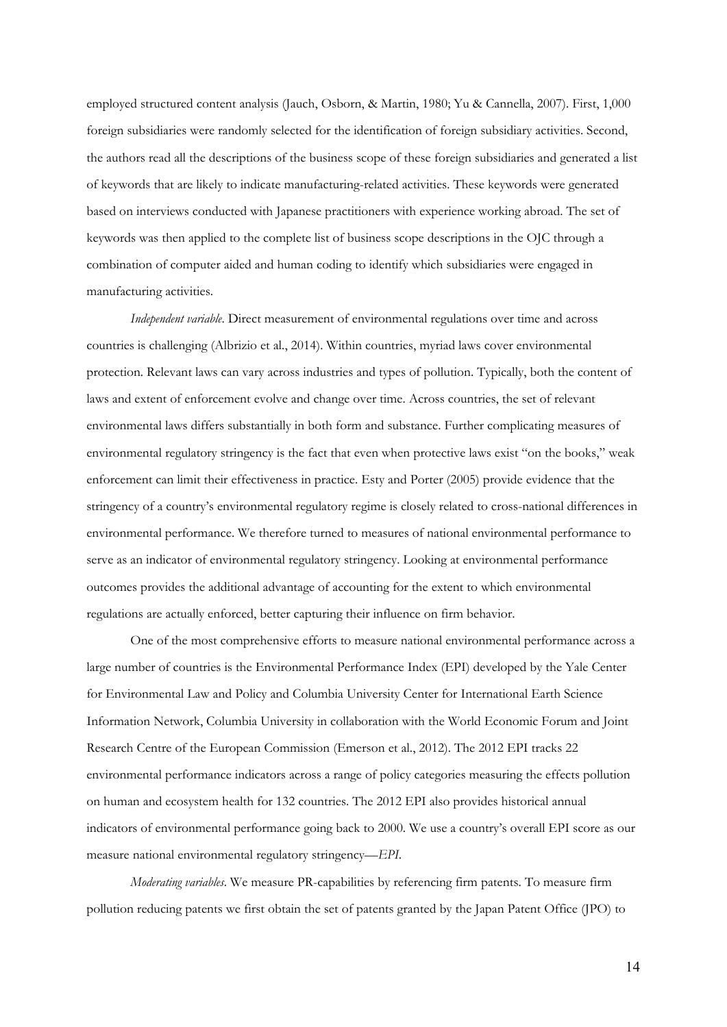employed structured content analysis (Jauch, Osborn, & Martin, 1980; Yu & Cannella, 2007). First, 1,000 foreign subsidiaries were randomly selected for the identification of foreign subsidiary activities. Second, the authors read all the descriptions of the business scope of these foreign subsidiaries and generated a list of keywords that are likely to indicate manufacturing-related activities. These keywords were generated based on interviews conducted with Japanese practitioners with experience working abroad. The set of keywords was then applied to the complete list of business scope descriptions in the OJC through a combination of computer aided and human coding to identify which subsidiaries were engaged in manufacturing activities.

*Independent variable*. Direct measurement of environmental regulations over time and across countries is challenging (Albrizio et al., 2014). Within countries, myriad laws cover environmental protection. Relevant laws can vary across industries and types of pollution. Typically, both the content of laws and extent of enforcement evolve and change over time. Across countries, the set of relevant environmental laws differs substantially in both form and substance. Further complicating measures of environmental regulatory stringency is the fact that even when protective laws exist "on the books," weak enforcement can limit their effectiveness in practice. Esty and Porter (2005) provide evidence that the stringency of a country's environmental regulatory regime is closely related to cross-national differences in environmental performance. We therefore turned to measures of national environmental performance to serve as an indicator of environmental regulatory stringency. Looking at environmental performance outcomes provides the additional advantage of accounting for the extent to which environmental regulations are actually enforced, better capturing their influence on firm behavior.

One of the most comprehensive efforts to measure national environmental performance across a large number of countries is the Environmental Performance Index (EPI) developed by the Yale Center for Environmental Law and Policy and Columbia University Center for International Earth Science Information Network, Columbia University in collaboration with the World Economic Forum and Joint Research Centre of the European Commission (Emerson et al., 2012). The 2012 EPI tracks 22 environmental performance indicators across a range of policy categories measuring the effects pollution on human and ecosystem health for 132 countries. The 2012 EPI also provides historical annual indicators of environmental performance going back to 2000. We use a country's overall EPI score as our measure national environmental regulatory stringency—*EPI*.

*Moderating variables*. We measure PR-capabilities by referencing firm patents. To measure firm pollution reducing patents we first obtain the set of patents granted by the Japan Patent Office (JPO) to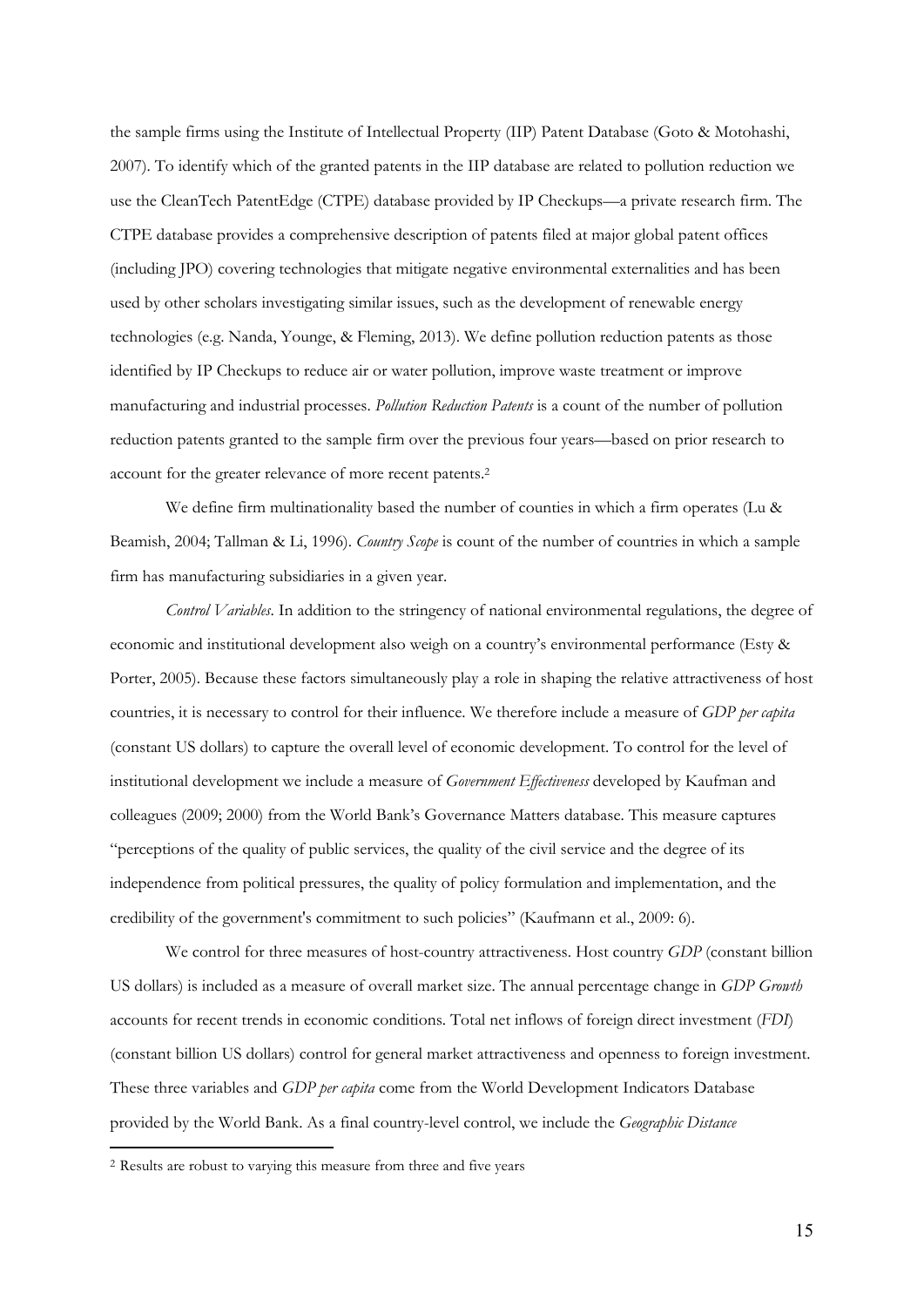the sample firms using the Institute of Intellectual Property (IIP) Patent Database (Goto & Motohashi, 2007). To identify which of the granted patents in the IIP database are related to pollution reduction we use the CleanTech PatentEdge (CTPE) database provided by IP Checkups—a private research firm. The CTPE database provides a comprehensive description of patents filed at major global patent offices (including JPO) covering technologies that mitigate negative environmental externalities and has been used by other scholars investigating similar issues, such as the development of renewable energy technologies (e.g. Nanda, Younge, & Fleming, 2013). We define pollution reduction patents as those identified by IP Checkups to reduce air or water pollution, improve waste treatment or improve manufacturing and industrial processes. *Pollution Reduction Patents* is a count of the number of pollution reduction patents granted to the sample firm over the previous four years—based on prior research to account for the greater relevance of more recent patents.[2]

We define firm multinationality based the number of counties in which a firm operates (Lu & Beamish, 2004; Tallman & Li, 1996). *Country Scope* is count of the number of countries in which a sample firm has manufacturing subsidiaries in a given year.

*Control Variables*. In addition to the stringency of national environmental regulations, the degree of economic and institutional development also weigh on a country's environmental performance (Esty & Porter, 2005). Because these factors simultaneously play a role in shaping the relative attractiveness of host countries, it is necessary to control for their influence. We therefore include a measure of *GDP per capita* (constant US dollars) to capture the overall level of economic development. To control for the level of institutional development we include a measure of *Government Effectiveness* developed by Kaufman and colleagues (2009; 2000) from the World Bank's Governance Matters database. This measure captures "perceptions of the quality of public services, the quality of the civil service and the degree of its independence from political pressures, the quality of policy formulation and implementation, and the credibility of the government's commitment to such policies" (Kaufmann et al., 2009: 6).

We control for three measures of host-country attractiveness. Host country *GDP* (constant billion US dollars) is included as a measure of overall market size. The annual percentage change in *GDP Growth* accounts for recent trends in economic conditions. Total net inflows of foreign direct investment (*FDI*) (constant billion US dollars) control for general market attractiveness and openness to foreign investment. These three variables and *GDP per capita* come from the World Development Indicators Database provided by the World Bank. As a final country-level control, we include the *Geographic Distance*

[2] Results are robust to varying this measure from three and five years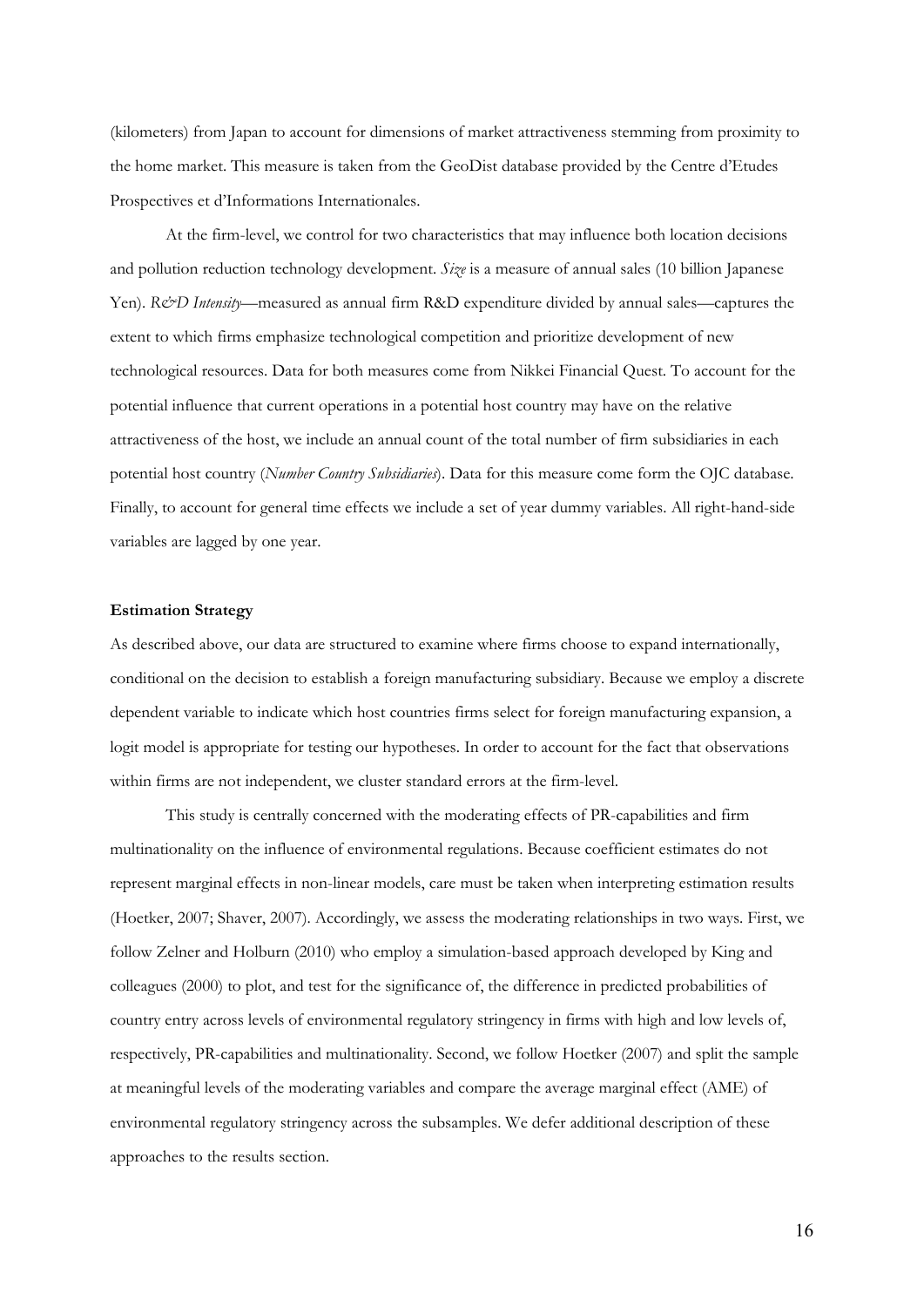(kilometers) from Japan to account for dimensions of market attractiveness stemming from proximity to the home market. This measure is taken from the GeoDist database provided by the Centre d'Etudes Prospectives et d'Informations Internationales.

At the firm-level, we control for two characteristics that may influence both location decisions and pollution reduction technology development. *Size* is a measure of annual sales (10 billion Japanese Yen). *R&D Intensity*—measured as annual firm R&D expenditure divided by annual sales—captures the extent to which firms emphasize technological competition and prioritize development of new technological resources. Data for both measures come from Nikkei Financial Quest. To account for the potential influence that current operations in a potential host country may have on the relative attractiveness of the host, we include an annual count of the total number of firm subsidiaries in each potential host country (*Number Country Subsidiaries*). Data for this measure come form the OJC database. Finally, to account for general time effects we include a set of year dummy variables. All right-hand-side variables are lagged by one year.

**Estimation Strategy**

As described above, our data are structured to examine where firms choose to expand internationally, conditional on the decision to establish a foreign manufacturing subsidiary. Because we employ a discrete dependent variable to indicate which host countries firms select for foreign manufacturing expansion, a logit model is appropriate for testing our hypotheses. In order to account for the fact that observations within firms are not independent, we cluster standard errors at the firm-level.

This study is centrally concerned with the moderating effects of PR-capabilities and firm multinationality on the influence of environmental regulations. Because coefficient estimates do not represent marginal effects in non-linear models, care must be taken when interpreting estimation results (Hoetker, 2007; Shaver, 2007). Accordingly, we assess the moderating relationships in two ways. First, we follow Zelner and Holburn (2010) who employ a simulation-based approach developed by King and colleagues (2000) to plot, and test for the significance of, the difference in predicted probabilities of country entry across levels of environmental regulatory stringency in firms with high and low levels of, respectively, PR-capabilities and multinationality. Second, we follow Hoetker (2007) and split the sample at meaningful levels of the moderating variables and compare the average marginal effect (AME) of environmental regulatory stringency across the subsamples. We defer additional description of these approaches to the results section.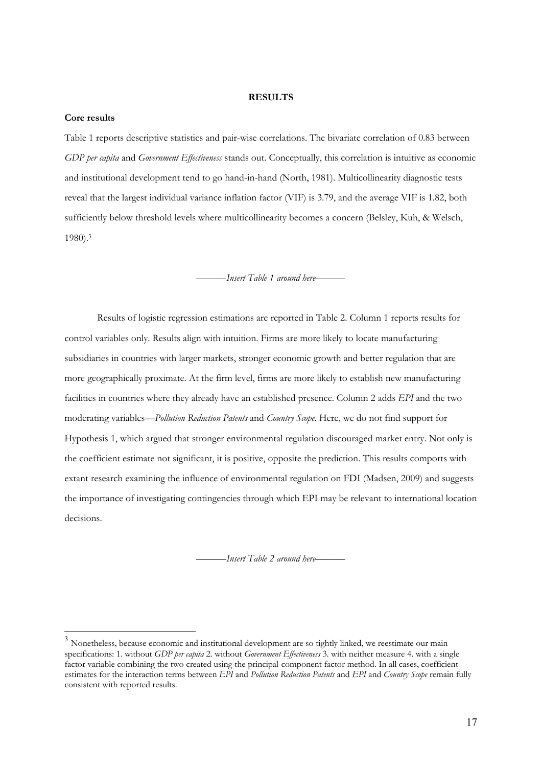**RESULTS**

**Core results**

Table 1 reports descriptive statistics and pair-wise correlations. The bivariate correlation of 0.83 between *GDP per capita* and *Government Effectiveness* stands out. Conceptually, this correlation is intuitive as economic and institutional development tend to go hand-in-hand (North, 1981). Multicollinearity diagnostic tests reveal that the largest individual variance inflation factor (VIF) is 3.79, and the average VIF is 1.82, both sufficiently below threshold levels where multicollinearity becomes a concern (Belsley, Kuh, & Welsch, 1980).[3]

———*Insert Table 1 around here*———

Results of logistic regression estimations are reported in Table 2. Column 1 reports results for control variables only. Results align with intuition. Firms are more likely to locate manufacturing subsidiaries in countries with larger markets, stronger economic growth and better regulation that are more geographically proximate. At the firm level, firms are more likely to establish new manufacturing facilities in countries where they already have an established presence. Column 2 adds *EPI* and the two moderating variables—*Pollution Reduction Patents* and *Country Scope*. Here, we do not find support for Hypothesis 1, which argued that stronger environmental regulation discouraged market entry. Not only is the coefficient estimate not significant, it is positive, opposite the prediction. This results comports with extant research examining the influence of environmental regulation on FDI (Madsen, 2009) and suggests the importance of investigating contingencies through which EPI may be relevant to international location decisions.

———*Insert Table 2 around here*———

[3] Nonetheless, because economic and institutional development are so tightly linked, we reestimate our main specifications: 1. without *GDP per capita* 2. without *Government Effectiveness* 3. with neither measure 4. with a single factor variable combining the two created using the principal-component factor method. In all cases, coefficient estimates for the interaction terms between *EPI* and *Pollution Reduction Patents* and *EPI* and *Country Scope* remain fully consistent with reported results.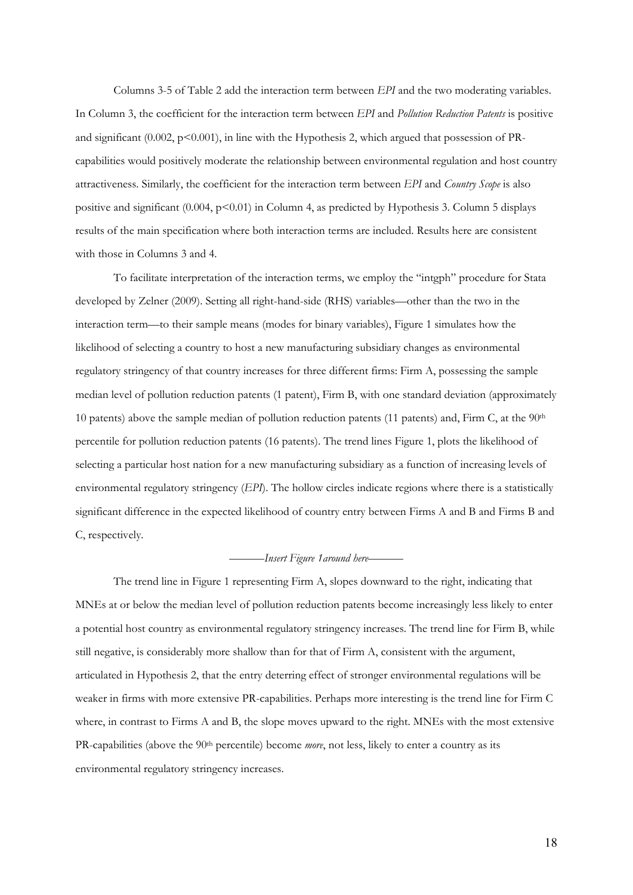Columns 3-5 of Table 2 add the interaction term between *EPI* and the two moderating variables. In Column 3, the coefficient for the interaction term between *EPI* and *Pollution Reduction Patents* is positive and significant (0.002, $p<0.001$), in line with the Hypothesis 2, which argued that possession of PR-capabilities would positively moderate the relationship between environmental regulation and host country attractiveness. Similarly, the coefficient for the interaction term between *EPI* and *Country Scope* is also positive and significant (0.004, $p<0.01$) in Column 4, as predicted by Hypothesis 3. Column 5 displays results of the main specification where both interaction terms are included. Results here are consistent with those in Columns 3 and 4.

To facilitate interpretation of the interaction terms, we employ the "intgph" procedure for Stata developed by Zelner (2009). Setting all right-hand-side (RHS) variables—other than the two in the interaction term—to their sample means (modes for binary variables), Figure 1 simulates how the likelihood of selecting a country to host a new manufacturing subsidiary changes as environmental regulatory stringency of that country increases for three different firms: Firm A, possessing the sample median level of pollution reduction patents (1 patent), Firm B, with one standard deviation (approximately 10 patents) above the sample median of pollution reduction patents (11 patents) and, Firm C, at the 90th percentile for pollution reduction patents (16 patents). The trend lines Figure 1, plots the likelihood of selecting a particular host nation for a new manufacturing subsidiary as a function of increasing levels of environmental regulatory stringency (*EPI*). The hollow circles indicate regions where there is a statistically significant difference in the expected likelihood of country entry between Firms A and B and Firms B and C, respectively.

*———Insert Figure 1around here———*

The trend line in Figure 1 representing Firm A, slopes downward to the right, indicating that MNEs at or below the median level of pollution reduction patents become increasingly less likely to enter a potential host country as environmental regulatory stringency increases. The trend line for Firm B, while still negative, is considerably more shallow than for that of Firm A, consistent with the argument, articulated in Hypothesis 2, that the entry deterring effect of stronger environmental regulations will be weaker in firms with more extensive PR-capabilities. Perhaps more interesting is the trend line for Firm C where, in contrast to Firms A and B, the slope moves upward to the right. MNEs with the most extensive PR-capabilities (above the 90th percentile) become *more*, not less, likely to enter a country as its environmental regulatory stringency increases.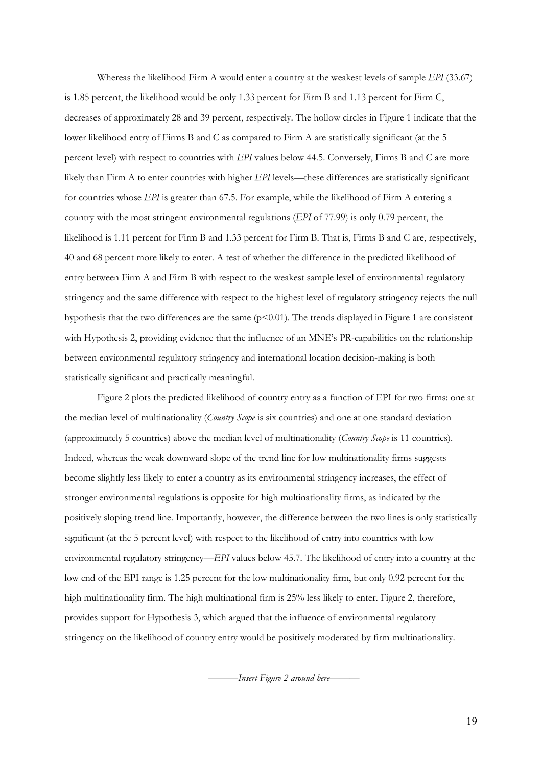Whereas the likelihood Firm A would enter a country at the weakest levels of sample *EPI* (33.67) is 1.85 percent, the likelihood would be only 1.33 percent for Firm B and 1.13 percent for Firm C, decreases of approximately 28 and 39 percent, respectively. The hollow circles in Figure 1 indicate that the lower likelihood entry of Firms B and C as compared to Firm A are statistically significant (at the 5 percent level) with respect to countries with *EPI* values below 44.5. Conversely, Firms B and C are more likely than Firm A to enter countries with higher *EPI* levels—these differences are statistically significant for countries whose *EPI* is greater than 67.5. For example, while the likelihood of Firm A entering a country with the most stringent environmental regulations (*EPI* of 77.99) is only 0.79 percent, the likelihood is 1.11 percent for Firm B and 1.33 percent for Firm B. That is, Firms B and C are, respectively, 40 and 68 percent more likely to enter. A test of whether the difference in the predicted likelihood of entry between Firm A and Firm B with respect to the weakest sample level of environmental regulatory stringency and the same difference with respect to the highest level of regulatory stringency rejects the null hypothesis that the two differences are the same ($p<0.01$). The trends displayed in Figure 1 are consistent with Hypothesis 2, providing evidence that the influence of an MNE's PR-capabilities on the relationship between environmental regulatory stringency and international location decision-making is both statistically significant and practically meaningful.

Figure 2 plots the predicted likelihood of country entry as a function of EPI for two firms: one at the median level of multinationality (*Country Scope* is six countries) and one at one standard deviation (approximately 5 countries) above the median level of multinationality (*Country Scope* is 11 countries). Indeed, whereas the weak downward slope of the trend line for low multinationality firms suggests become slightly less likely to enter a country as its environmental stringency increases, the effect of stronger environmental regulations is opposite for high multinationality firms, as indicated by the positively sloping trend line. Importantly, however, the difference between the two lines is only statistically significant (at the 5 percent level) with respect to the likelihood of entry into countries with low environmental regulatory stringency—*EPI* values below 45.7. The likelihood of entry into a country at the low end of the EPI range is 1.25 percent for the low multinationality firm, but only 0.92 percent for the high multinationality firm. The high multinational firm is 25% less likely to enter. Figure 2, therefore, provides support for Hypothesis 3, which argued that the influence of environmental regulatory stringency on the likelihood of country entry would be positively moderated by firm multinationality.

———*Insert Figure 2 around here*———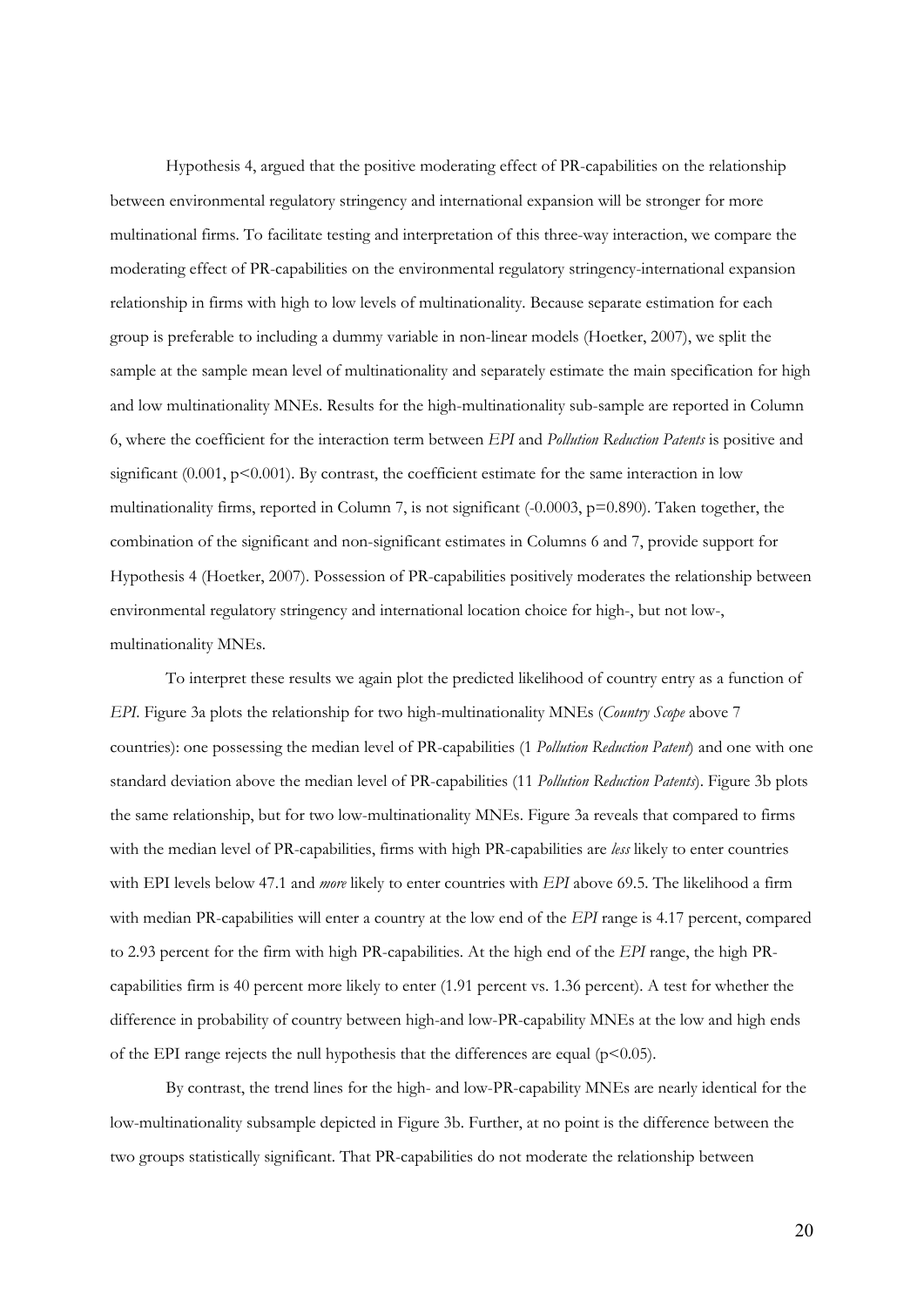Hypothesis 4, argued that the positive moderating effect of PR-capabilities on the relationship between environmental regulatory stringency and international expansion will be stronger for more multinational firms. To facilitate testing and interpretation of this three-way interaction, we compare the moderating effect of PR-capabilities on the environmental regulatory stringency-international expansion relationship in firms with high to low levels of multinationality. Because separate estimation for each group is preferable to including a dummy variable in non-linear models (Hoetker, 2007), we split the sample at the sample mean level of multinationality and separately estimate the main specification for high and low multinationality MNEs. Results for the high-multinationality sub-sample are reported in Column 6, where the coefficient for the interaction term between *EPI* and *Pollution Reduction Patents* is positive and significant (0.001, $p<0.001$). By contrast, the coefficient estimate for the same interaction in low multinationality firms, reported in Column 7, is not significant (-0.0003, $p=0.890$). Taken together, the combination of the significant and non-significant estimates in Columns 6 and 7, provide support for Hypothesis 4 (Hoetker, 2007). Possession of PR-capabilities positively moderates the relationship between environmental regulatory stringency and international location choice for high-, but not low-, multinationality MNEs.

To interpret these results we again plot the predicted likelihood of country entry as a function of *EPI*. Figure 3a plots the relationship for two high-multinationality MNEs (*Country Scope* above 7 countries): one possessing the median level of PR-capabilities (1 *Pollution Reduction Patent*) and one with one standard deviation above the median level of PR-capabilities (11 *Pollution Reduction Patents*). Figure 3b plots the same relationship, but for two low-multinationality MNEs. Figure 3a reveals that compared to firms with the median level of PR-capabilities, firms with high PR-capabilities are *less* likely to enter countries with EPI levels below 47.1 and *more* likely to enter countries with *EPI* above 69.5. The likelihood a firm with median PR-capabilities will enter a country at the low end of the *EPI* range is 4.17 percent, compared to 2.93 percent for the firm with high PR-capabilities. At the high end of the *EPI* range, the high PR-capabilities firm is 40 percent more likely to enter (1.91 percent vs. 1.36 percent). A test for whether the difference in probability of country between high-and low-PR-capability MNEs at the low and high ends of the EPI range rejects the null hypothesis that the differences are equal ($p<0.05$).

By contrast, the trend lines for the high- and low-PR-capability MNEs are nearly identical for the low-multinationality subsample depicted in Figure 3b. Further, at no point is the difference between the two groups statistically significant. That PR-capabilities do not moderate the relationship between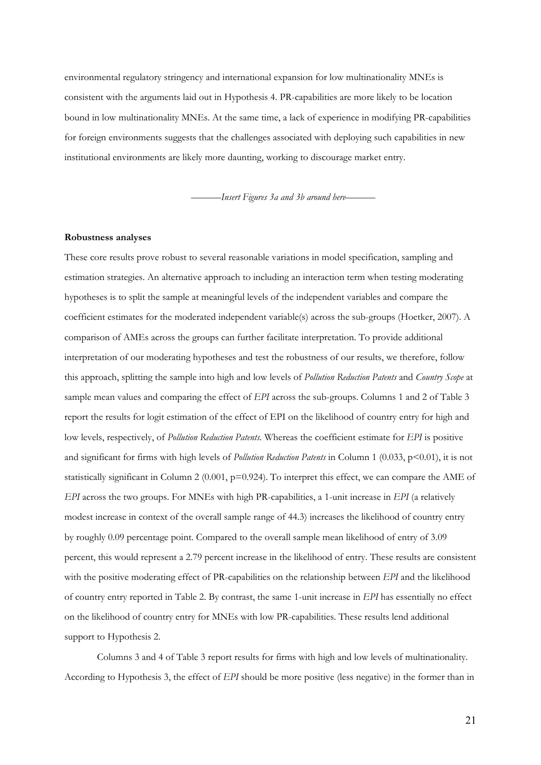environmental regulatory stringency and international expansion for low multinationality MNEs is consistent with the arguments laid out in Hypothesis 4. PR-capabilities are more likely to be location bound in low multinationality MNEs. At the same time, a lack of experience in modifying PR-capabilities for foreign environments suggests that the challenges associated with deploying such capabilities in new institutional environments are likely more daunting, working to discourage market entry.

*———Insert Figures 3a and 3b around here———*

**Robustness analyses**

These core results prove robust to several reasonable variations in model specification, sampling and estimation strategies. An alternative approach to including an interaction term when testing moderating hypotheses is to split the sample at meaningful levels of the independent variables and compare the coefficient estimates for the moderated independent variable(s) across the sub-groups (Hoetker, 2007). A comparison of AMEs across the groups can further facilitate interpretation. To provide additional interpretation of our moderating hypotheses and test the robustness of our results, we therefore, follow this approach, splitting the sample into high and low levels of *Pollution Reduction Patents* and *Country Scope* at sample mean values and comparing the effect of *EPI* across the sub-groups. Columns 1 and 2 of Table 3 report the results for logit estimation of the effect of EPI on the likelihood of country entry for high and low levels, respectively, of *Pollution Reduction Patents*. Whereas the coefficient estimate for *EPI* is positive and significant for firms with high levels of *Pollution Reduction Patents* in Column 1 (0.033, $p<0.01$), it is not statistically significant in Column 2 (0.001, $p=0.924$). To interpret this effect, we can compare the AME of *EPI* across the two groups. For MNEs with high PR-capabilities, a 1-unit increase in *EPI* (a relatively modest increase in context of the overall sample range of 44.3) increases the likelihood of country entry by roughly 0.09 percentage point. Compared to the overall sample mean likelihood of entry of 3.09 percent, this would represent a 2.79 percent increase in the likelihood of entry. These results are consistent with the positive moderating effect of PR-capabilities on the relationship between *EPI* and the likelihood of country entry reported in Table 2. By contrast, the same 1-unit increase in *EPI* has essentially no effect on the likelihood of country entry for MNEs with low PR-capabilities. These results lend additional support to Hypothesis 2.

Columns 3 and 4 of Table 3 report results for firms with high and low levels of multinationality. According to Hypothesis 3, the effect of *EPI* should be more positive (less negative) in the former than in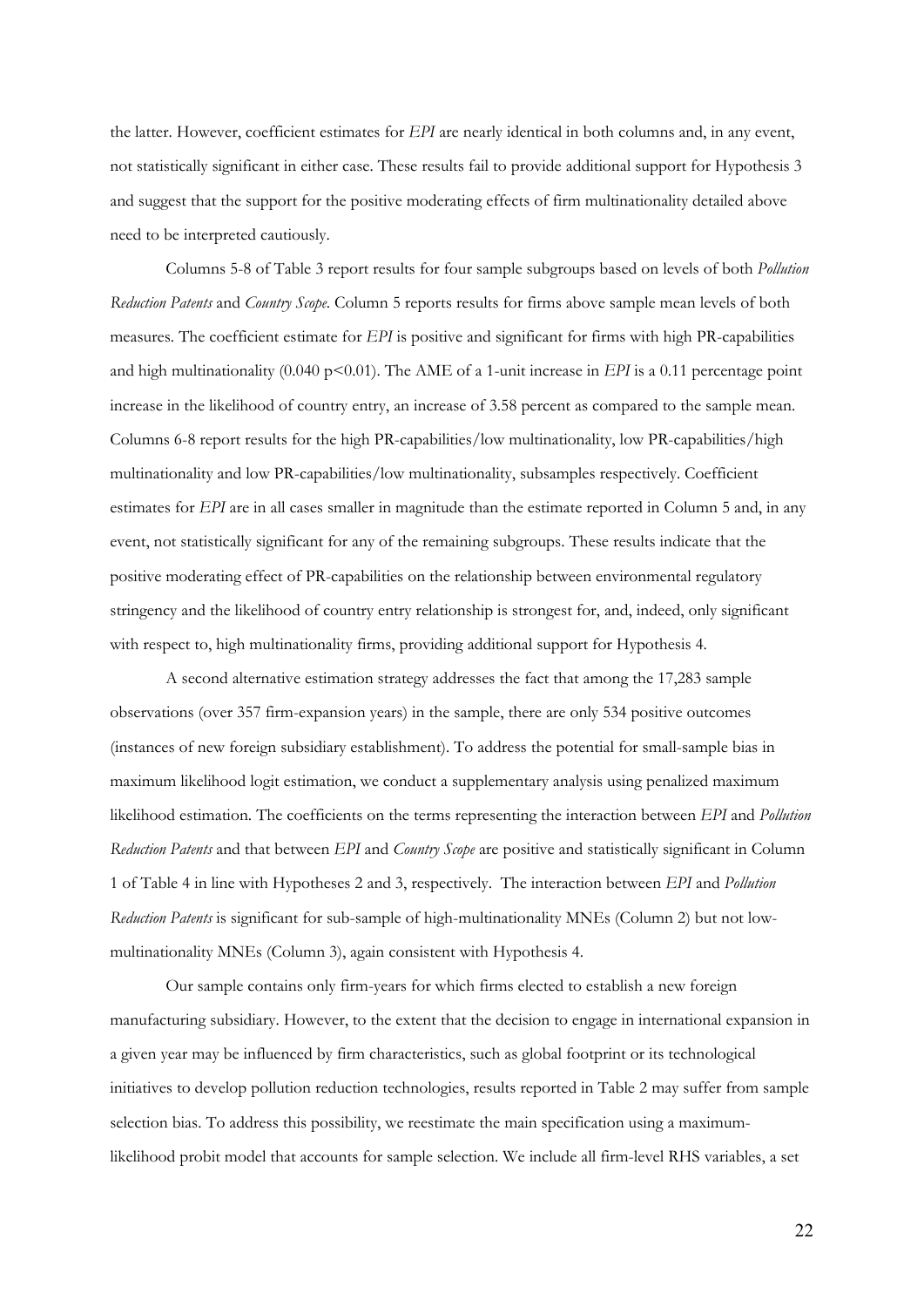the latter. However, coefficient estimates for *EPI* are nearly identical in both columns and, in any event, not statistically significant in either case. These results fail to provide additional support for Hypothesis 3 and suggest that the support for the positive moderating effects of firm multinationality detailed above need to be interpreted cautiously.

Columns 5-8 of Table 3 report results for four sample subgroups based on levels of both *Pollution Reduction Patents* and *Country Scope*. Column 5 reports results for firms above sample mean levels of both measures. The coefficient estimate for *EPI* is positive and significant for firms with high PR-capabilities and high multinationality (0.040 $p<0.01$). The AME of a 1-unit increase in *EPI* is a 0.11 percentage point increase in the likelihood of country entry, an increase of 3.58 percent as compared to the sample mean. Columns 6-8 report results for the high PR-capabilities/low multinationality, low PR-capabilities/high multinationality and low PR-capabilities/low multinationality, subsamples respectively. Coefficient estimates for *EPI* are in all cases smaller in magnitude than the estimate reported in Column 5 and, in any event, not statistically significant for any of the remaining subgroups. These results indicate that the positive moderating effect of PR-capabilities on the relationship between environmental regulatory stringency and the likelihood of country entry relationship is strongest for, and, indeed, only significant with respect to, high multinationality firms, providing additional support for Hypothesis 4.

A second alternative estimation strategy addresses the fact that among the 17,283 sample observations (over 357 firm-expansion years) in the sample, there are only 534 positive outcomes (instances of new foreign subsidiary establishment). To address the potential for small-sample bias in maximum likelihood logit estimation, we conduct a supplementary analysis using penalized maximum likelihood estimation. The coefficients on the terms representing the interaction between *EPI* and *Pollution Reduction Patents* and that between *EPI* and *Country Scope* are positive and statistically significant in Column 1 of Table 4 in line with Hypotheses 2 and 3, respectively. The interaction between *EPI* and *Pollution Reduction Patents* is significant for sub-sample of high-multinationality MNEs (Column 2) but not low-multinationality MNEs (Column 3), again consistent with Hypothesis 4.

Our sample contains only firm-years for which firms elected to establish a new foreign manufacturing subsidiary. However, to the extent that the decision to engage in international expansion in a given year may be influenced by firm characteristics, such as global footprint or its technological initiatives to develop pollution reduction technologies, results reported in Table 2 may suffer from sample selection bias. To address this possibility, we reestimate the main specification using a maximum-likelihood probit model that accounts for sample selection. We include all firm-level RHS variables, a set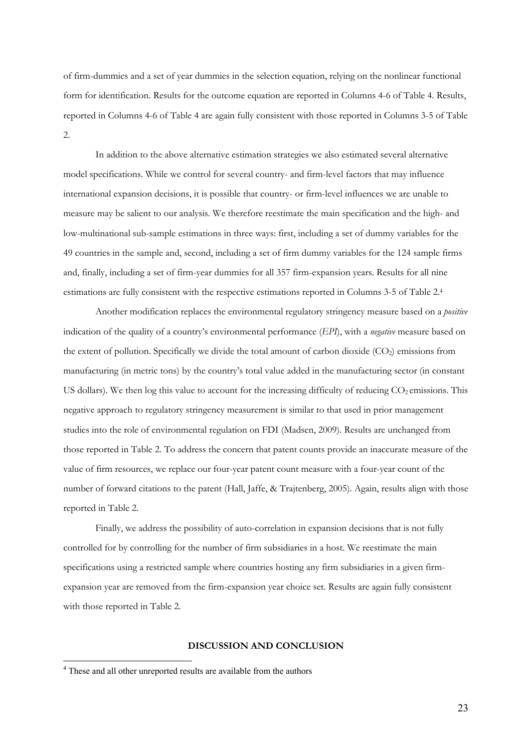of firm-dummies and a set of year dummies in the selection equation, relying on the nonlinear functional form for identification. Results for the outcome equation are reported in Columns 4-6 of Table 4. Results, reported in Columns 4-6 of Table 4 are again fully consistent with those reported in Columns 3-5 of Table 2.

In addition to the above alternative estimation strategies we also estimated several alternative model specifications. While we control for several country- and firm-level factors that may influence international expansion decisions, it is possible that country- or firm-level influences we are unable to measure may be salient to our analysis. We therefore reestimate the main specification and the high- and low-multinational sub-sample estimations in three ways: first, including a set of dummy variables for the 49 countries in the sample and, second, including a set of firm dummy variables for the 124 sample firms and, finally, including a set of firm-year dummies for all 357 firm-expansion years. Results for all nine estimations are fully consistent with the respective estimations reported in Columns 3-5 of Table 2.[4]

Another modification replaces the environmental regulatory stringency measure based on a *positive* indication of the quality of a country's environmental performance (*EPI*), with a *negative* measure based on the extent of pollution. Specifically we divide the total amount of carbon dioxide ($CO_2$) emissions from manufacturing (in metric tons) by the country's total value added in the manufacturing sector (in constant US dollars). We then log this value to account for the increasing difficulty of reducing $CO_2$ emissions. This negative approach to regulatory stringency measurement is similar to that used in prior management studies into the role of environmental regulation on FDI (Madsen, 2009). Results are unchanged from those reported in Table 2. To address the concern that patent counts provide an inaccurate measure of the value of firm resources, we replace our four-year patent count measure with a four-year count of the number of forward citations to the patent (Hall, Jaffe, & Trajtenberg, 2005). Again, results align with those reported in Table 2.

Finally, we address the possibility of auto-correlation in expansion decisions that is not fully controlled for by controlling for the number of firm subsidiaries in a host. We reestimate the main specifications using a restricted sample where countries hosting any firm subsidiaries in a given firm-expansion year are removed from the firm-expansion year choice set. Results are again fully consistent with those reported in Table 2.

## DISCUSSION AND CONCLUSION

[4] These and all other unreported results are available from the authors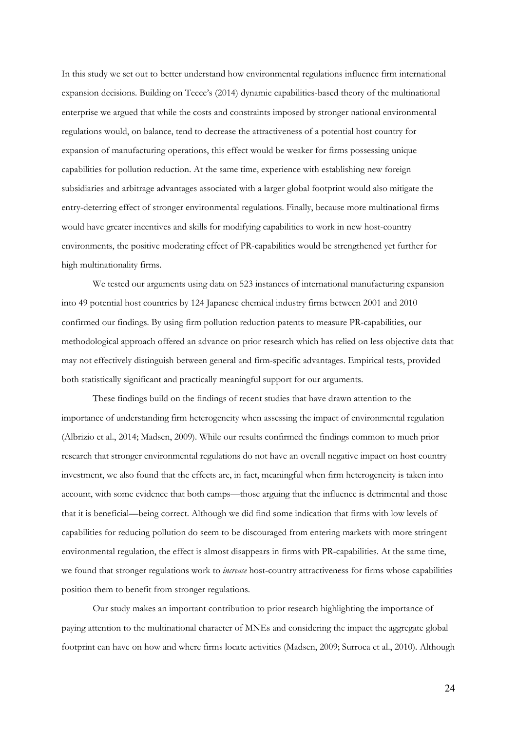In this study we set out to better understand how environmental regulations influence firm international expansion decisions. Building on Teece's (2014) dynamic capabilities-based theory of the multinational enterprise we argued that while the costs and constraints imposed by stronger national environmental regulations would, on balance, tend to decrease the attractiveness of a potential host country for expansion of manufacturing operations, this effect would be weaker for firms possessing unique capabilities for pollution reduction. At the same time, experience with establishing new foreign subsidiaries and arbitrage advantages associated with a larger global footprint would also mitigate the entry-deterring effect of stronger environmental regulations. Finally, because more multinational firms would have greater incentives and skills for modifying capabilities to work in new host-country environments, the positive moderating effect of PR-capabilities would be strengthened yet further for high multinationality firms.

We tested our arguments using data on 523 instances of international manufacturing expansion into 49 potential host countries by 124 Japanese chemical industry firms between 2001 and 2010 confirmed our findings. By using firm pollution reduction patents to measure PR-capabilities, our methodological approach offered an advance on prior research which has relied on less objective data that may not effectively distinguish between general and firm-specific advantages. Empirical tests, provided both statistically significant and practically meaningful support for our arguments.

These findings build on the findings of recent studies that have drawn attention to the importance of understanding firm heterogeneity when assessing the impact of environmental regulation (Albrizio et al., 2014; Madsen, 2009). While our results confirmed the findings common to much prior research that stronger environmental regulations do not have an overall negative impact on host country investment, we also found that the effects are, in fact, meaningful when firm heterogeneity is taken into account, with some evidence that both camps—those arguing that the influence is detrimental and those that it is beneficial—being correct. Although we did find some indication that firms with low levels of capabilities for reducing pollution do seem to be discouraged from entering markets with more stringent environmental regulation, the effect is almost disappears in firms with PR-capabilities. At the same time, we found that stronger regulations work to *increase* host-country attractiveness for firms whose capabilities position them to benefit from stronger regulations.

Our study makes an important contribution to prior research highlighting the importance of paying attention to the multinational character of MNEs and considering the impact the aggregate global footprint can have on how and where firms locate activities (Madsen, 2009; Surroca et al., 2010). Although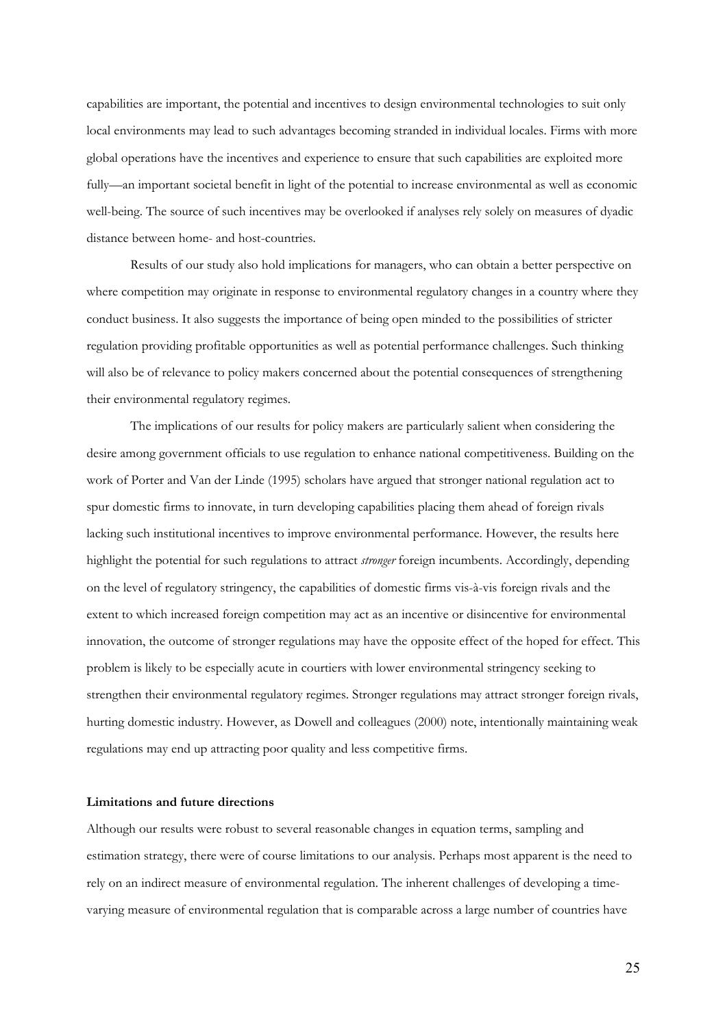capabilities are important, the potential and incentives to design environmental technologies to suit only local environments may lead to such advantages becoming stranded in individual locales. Firms with more global operations have the incentives and experience to ensure that such capabilities are exploited more fully—an important societal benefit in light of the potential to increase environmental as well as economic well-being. The source of such incentives may be overlooked if analyses rely solely on measures of dyadic distance between home- and host-countries.

Results of our study also hold implications for managers, who can obtain a better perspective on where competition may originate in response to environmental regulatory changes in a country where they conduct business. It also suggests the importance of being open minded to the possibilities of stricter regulation providing profitable opportunities as well as potential performance challenges. Such thinking will also be of relevance to policy makers concerned about the potential consequences of strengthening their environmental regulatory regimes.

The implications of our results for policy makers are particularly salient when considering the desire among government officials to use regulation to enhance national competitiveness. Building on the work of Porter and Van der Linde (1995) scholars have argued that stronger national regulation act to spur domestic firms to innovate, in turn developing capabilities placing them ahead of foreign rivals lacking such institutional incentives to improve environmental performance. However, the results here highlight the potential for such regulations to attract *stronger* foreign incumbents. Accordingly, depending on the level of regulatory stringency, the capabilities of domestic firms vis-à-vis foreign rivals and the extent to which increased foreign competition may act as an incentive or disincentive for environmental innovation, the outcome of stronger regulations may have the opposite effect of the hoped for effect. This problem is likely to be especially acute in courtiers with lower environmental stringency seeking to strengthen their environmental regulatory regimes. Stronger regulations may attract stronger foreign rivals, hurting domestic industry. However, as Dowell and colleagues (2000) note, intentionally maintaining weak regulations may end up attracting poor quality and less competitive firms.

**Limitations and future directions**

Although our results were robust to several reasonable changes in equation terms, sampling and estimation strategy, there were of course limitations to our analysis. Perhaps most apparent is the need to rely on an indirect measure of environmental regulation. The inherent challenges of developing a time-varying measure of environmental regulation that is comparable across a large number of countries have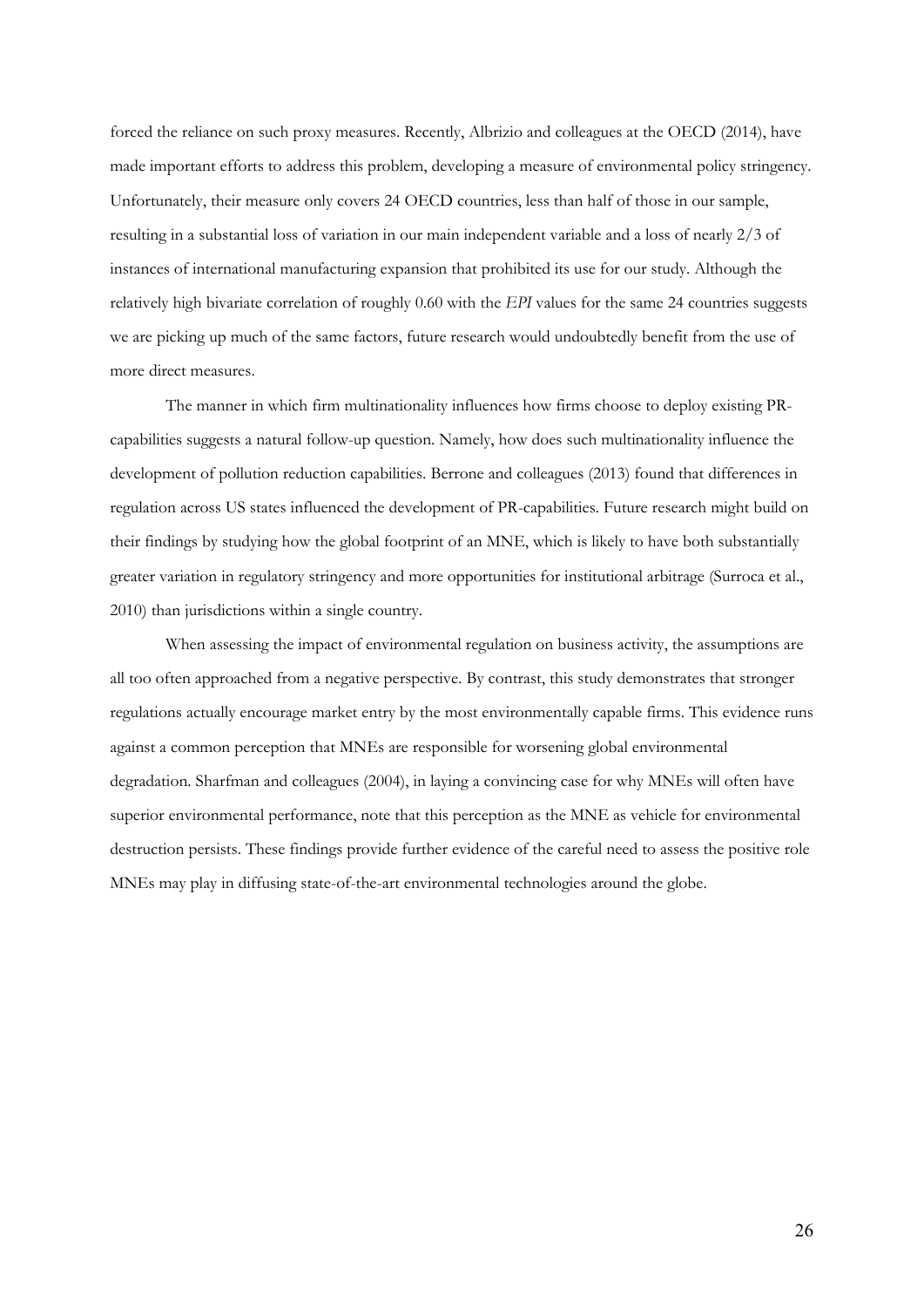forced the reliance on such proxy measures. Recently, Albrizio and colleagues at the OECD (2014), have made important efforts to address this problem, developing a measure of environmental policy stringency. Unfortunately, their measure only covers 24 OECD countries, less than half of those in our sample, resulting in a substantial loss of variation in our main independent variable and a loss of nearly 2/3 of instances of international manufacturing expansion that prohibited its use for our study. Although the relatively high bivariate correlation of roughly 0.60 with the *EPI* values for the same 24 countries suggests we are picking up much of the same factors, future research would undoubtedly benefit from the use of more direct measures.

The manner in which firm multinationality influences how firms choose to deploy existing PR-capabilities suggests a natural follow-up question. Namely, how does such multinationality influence the development of pollution reduction capabilities. Berrone and colleagues (2013) found that differences in regulation across US states influenced the development of PR-capabilities. Future research might build on their findings by studying how the global footprint of an MNE, which is likely to have both substantially greater variation in regulatory stringency and more opportunities for institutional arbitrage (Surroca et al., 2010) than jurisdictions within a single country.

When assessing the impact of environmental regulation on business activity, the assumptions are all too often approached from a negative perspective. By contrast, this study demonstrates that stronger regulations actually encourage market entry by the most environmentally capable firms. This evidence runs against a common perception that MNEs are responsible for worsening global environmental degradation. Sharfman and colleagues (2004), in laying a convincing case for why MNEs will often have superior environmental performance, note that this perception as the MNE as vehicle for environmental destruction persists. These findings provide further evidence of the careful need to assess the positive role MNEs may play in diffusing state-of-the-art environmental technologies around the globe.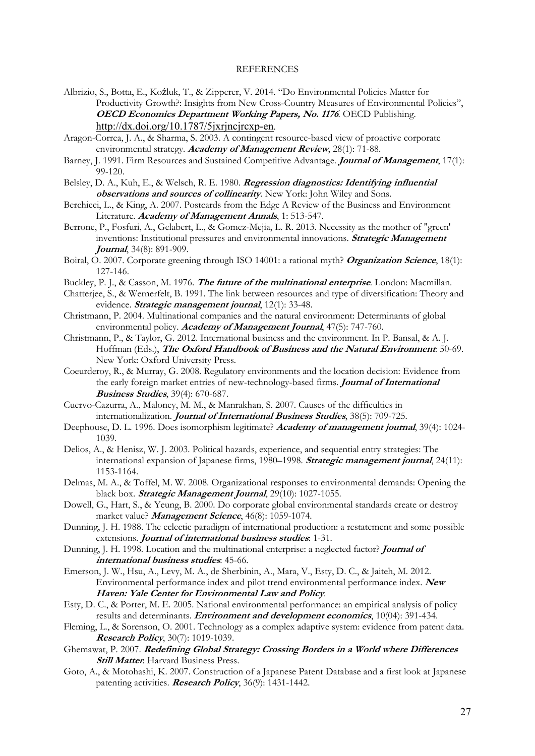REFERENCES

Albrizio, S., Botta, E., Koźluk, T., & Zipperer, V. 2014. "Do Environmental Policies Matter for Productivity Growth?: Insights from New Cross-Country Measures of Environmental Policies", ***OECD Economics Department Working Papers, No. 1176***. OECD Publishing. http://dx.doi.org/10.1787/5jxrjncjrcxp-en.

Aragon-Correa, J. A., & Sharma, S. 2003. A contingent resource-based view of proactive corporate environmental strategy. ***Academy of Management Review***, 28(1): 71-88.

Barney, J. 1991. Firm Resources and Sustained Competitive Advantage. ***Journal of Management***, 17(1): 99-120.

Belsley, D. A., Kuh, E., & Welsch, R. E. 1980. ***Regression diagnostics: Identifying influential observations and sources of collinearity***. New York: John Wiley and Sons.

Berchicci, L., & King, A. 2007. Postcards from the Edge A Review of the Business and Environment Literature. ***Academy of Management Annals***, 1: 513-547.

Berrone, P., Fosfuri, A., Gelabert, L., & Gomez-Mejia, L. R. 2013. Necessity as the mother of "green' inventions: Institutional pressures and environmental innovations. ***Strategic Management Journal***, 34(8): 891-909.

Boiral, O. 2007. Corporate greening through ISO 14001: a rational myth? ***Organization Science***, 18(1): 127-146.

Buckley, P. J., & Casson, M. 1976. ***The future of the multinational enterprise***. London: Macmillan.

Chatterjee, S., & Wernerfelt, B. 1991. The link between resources and type of diversification: Theory and evidence. ***Strategic management journal***, 12(1): 33-48.

Christmann, P. 2004. Multinational companies and the natural environment: Determinants of global environmental policy. ***Academy of Management Journal***, 47(5): 747-760.

Christmann, P., & Taylor, G. 2012. International business and the environment. In P. Bansal, & A. J. Hoffman (Eds.), ***The Oxford Handbook of Business and the Natural Environment***: 50-69. New York: Oxford University Press.

Coeurderoy, R., & Murray, G. 2008. Regulatory environments and the location decision: Evidence from the early foreign market entries of new-technology-based firms. ***Journal of International Business Studies***, 39(4): 670-687.

Cuervo-Cazurra, A., Maloney, M. M., & Manrakhan, S. 2007. Causes of the difficulties in internationalization. ***Journal of International Business Studies***, 38(5): 709-725.

Deephouse, D. L. 1996. Does isomorphism legitimate? ***Academy of management journal***, 39(4): 1024-1039.

Delios, A., & Henisz, W. J. 2003. Political hazards, experience, and sequential entry strategies: The international expansion of Japanese firms, 1980–1998. ***Strategic management journal***, 24(11): 1153-1164.

Delmas, M. A., & Toffel, M. W. 2008. Organizational responses to environmental demands: Opening the black box. ***Strategic Management Journal***, 29(10): 1027-1055.

Dowell, G., Hart, S., & Yeung, B. 2000. Do corporate global environmental standards create or destroy market value? ***Management Science***, 46(8): 1059-1074.

Dunning, J. H. 1988. The eclectic paradigm of international production: a restatement and some possible extensions. ***Journal of international business studies***: 1-31.

Dunning, J. H. 1998. Location and the multinational enterprise: a neglected factor? ***Journal of international business studies***: 45-66.

Emerson, J. W., Hsu, A., Levy, M. A., de Sherbinin, A., Mara, V., Esty, D. C., & Jaiteh, M. 2012. Environmental performance index and pilot trend environmental performance index. ***New Haven: Yale Center for Environmental Law and Policy***.

Esty, D. C., & Porter, M. E. 2005. National environmental performance: an empirical analysis of policy results and determinants. ***Environment and development economics***, 10(04): 391-434.

Fleming, L., & Sorenson, O. 2001. Technology as a complex adaptive system: evidence from patent data. ***Research Policy***, 30(7): 1019-1039.

Ghemawat, P. 2007. ***Redefining Global Strategy: Crossing Borders in a World where Differences Still Matter***. Harvard Business Press.

Goto, A., & Motohashi, K. 2007. Construction of a Japanese Patent Database and a first look at Japanese patenting activities. ***Research Policy***, 36(9): 1431-1442.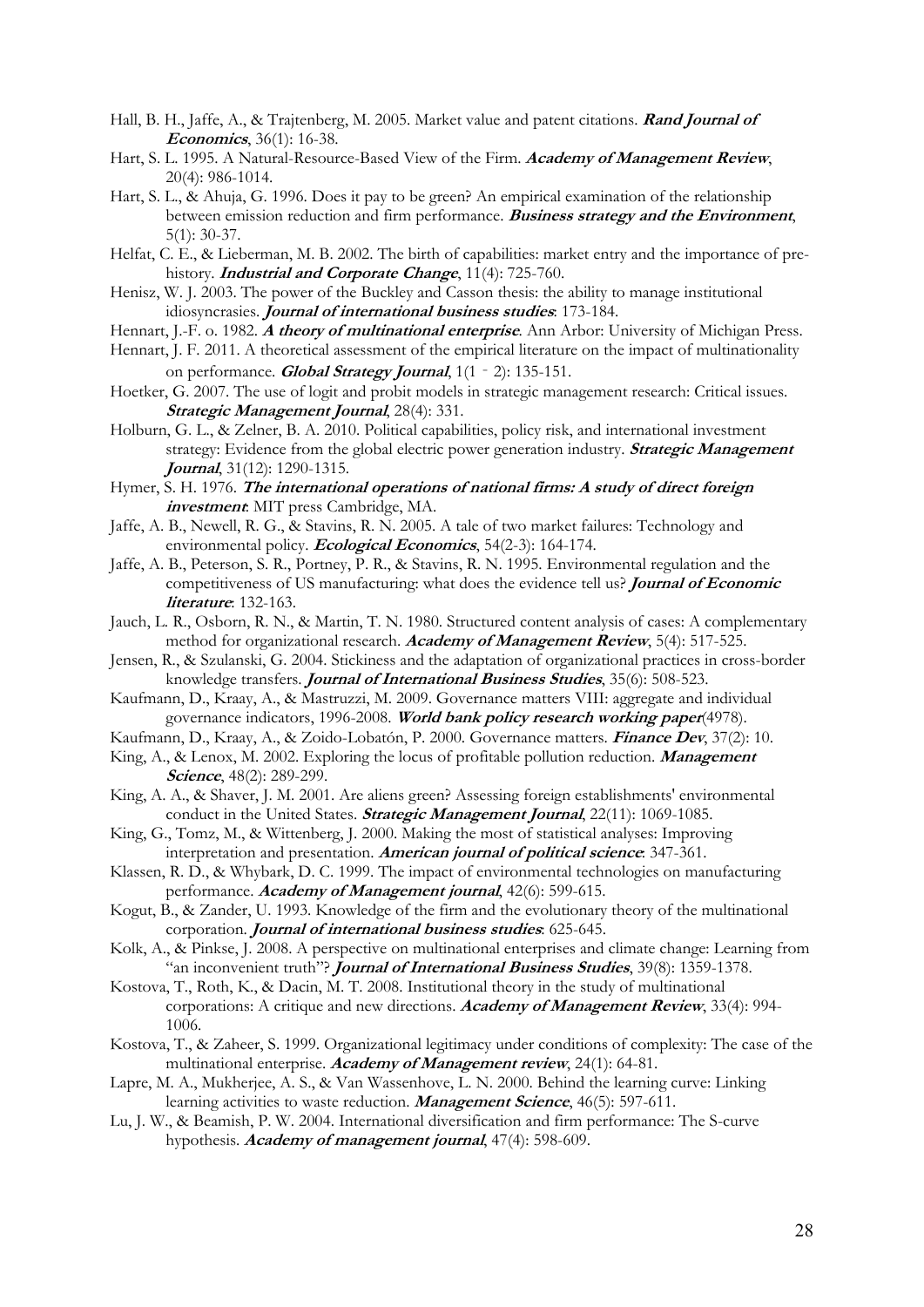Hall, B. H., Jaffe, A., & Trajtenberg, M. 2005. Market value and patent citations. ***Rand Journal of Economics***, 36(1): 16-38.

Hart, S. L. 1995. A Natural-Resource-Based View of the Firm. ***Academy of Management Review***, 20(4): 986-1014.

Hart, S. L., & Ahuja, G. 1996. Does it pay to be green? An empirical examination of the relationship between emission reduction and firm performance. ***Business strategy and the Environment***, 5(1): 30-37.

Helfat, C. E., & Lieberman, M. B. 2002. The birth of capabilities: market entry and the importance of pre-history. ***Industrial and Corporate Change***, 11(4): 725-760.

Henisz, W. J. 2003. The power of the Buckley and Casson thesis: the ability to manage institutional idiosyncrasies. ***Journal of international business studies***: 173-184.

Hennart, J.-F. o. 1982. ***A theory of multinational enterprise***. Ann Arbor: University of Michigan Press.

Hennart, J. F. 2011. A theoretical assessment of the empirical literature on the impact of multinationality on performance. ***Global Strategy Journal***, 1(1‐2): 135-151.

Hoetker, G. 2007. The use of logit and probit models in strategic management research: Critical issues. ***Strategic Management Journal***, 28(4): 331.

Holburn, G. L., & Zelner, B. A. 2010. Political capabilities, policy risk, and international investment strategy: Evidence from the global electric power generation industry. ***Strategic Management Journal***, 31(12): 1290-1315.

Hymer, S. H. 1976. ***The international operations of national firms: A study of direct foreign investment***: MIT press Cambridge, MA.

Jaffe, A. B., Newell, R. G., & Stavins, R. N. 2005. A tale of two market failures: Technology and environmental policy. ***Ecological Economics***, 54(2-3): 164-174.

Jaffe, A. B., Peterson, S. R., Portney, P. R., & Stavins, R. N. 1995. Environmental regulation and the competitiveness of US manufacturing: what does the evidence tell us? ***Journal of Economic literature***: 132-163.

Jauch, L. R., Osborn, R. N., & Martin, T. N. 1980. Structured content analysis of cases: A complementary method for organizational research. ***Academy of Management Review***, 5(4): 517-525.

Jensen, R., & Szulanski, G. 2004. Stickiness and the adaptation of organizational practices in cross-border knowledge transfers. ***Journal of International Business Studies***, 35(6): 508-523.

Kaufmann, D., Kraay, A., & Mastruzzi, M. 2009. Governance matters VIII: aggregate and individual governance indicators, 1996-2008. ***World bank policy research working paper***(4978).

Kaufmann, D., Kraay, A., & Zoido-Lobatón, P. 2000. Governance matters. ***Finance Dev***, 37(2): 10.

King, A., & Lenox, M. 2002. Exploring the locus of profitable pollution reduction. ***Management Science***, 48(2): 289-299.

King, A. A., & Shaver, J. M. 2001. Are aliens green? Assessing foreign establishments' environmental conduct in the United States. ***Strategic Management Journal***, 22(11): 1069-1085.

King, G., Tomz, M., & Wittenberg, J. 2000. Making the most of statistical analyses: Improving interpretation and presentation. ***American journal of political science***: 347-361.

Klassen, R. D., & Whybark, D. C. 1999. The impact of environmental technologies on manufacturing performance. ***Academy of Management journal***, 42(6): 599-615.

Kogut, B., & Zander, U. 1993. Knowledge of the firm and the evolutionary theory of the multinational corporation. ***Journal of international business studies***: 625-645.

Kolk, A., & Pinkse, J. 2008. A perspective on multinational enterprises and climate change: Learning from "an inconvenient truth"? ***Journal of International Business Studies***, 39(8): 1359-1378.

Kostova, T., Roth, K., & Dacin, M. T. 2008. Institutional theory in the study of multinational corporations: A critique and new directions. ***Academy of Management Review***, 33(4): 994-1006.

Kostova, T., & Zaheer, S. 1999. Organizational legitimacy under conditions of complexity: The case of the multinational enterprise. ***Academy of Management review***, 24(1): 64-81.

Lapre, M. A., Mukherjee, A. S., & Van Wassenhove, L. N. 2000. Behind the learning curve: Linking learning activities to waste reduction. ***Management Science***, 46(5): 597-611.

Lu, J. W., & Beamish, P. W. 2004. International diversification and firm performance: The S-curve hypothesis. ***Academy of management journal***, 47(4): 598-609.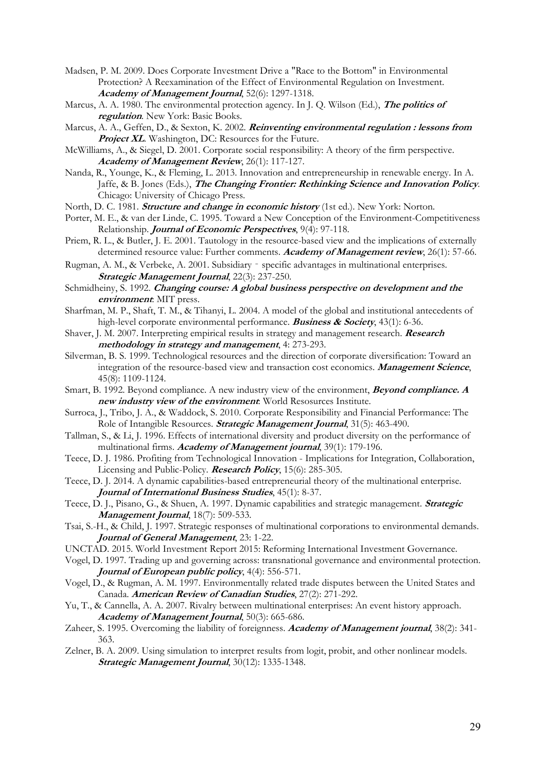Madsen, P. M. 2009. Does Corporate Investment Drive a "Race to the Bottom" in Environmental Protection? A Reexamination of the Effect of Environmental Regulation on Investment. ***Academy of Management Journal***, 52(6): 1297-1318.

Marcus, A. A. 1980. The environmental protection agency. In J. Q. Wilson (Ed.), ***The politics of regulation***. New York: Basic Books.

Marcus, A. A., Geffen, D., & Sexton, K. 2002. ***Reinventing environmental regulation : lessons from Project XL***. Washington, DC: Resources for the Future.

McWilliams, A., & Siegel, D. 2001. Corporate social responsibility: A theory of the firm perspective. ***Academy of Management Review***, 26(1): 117-127.

Nanda, R., Younge, K., & Fleming, L. 2013. Innovation and entrepreneurship in renewable energy. In A. Jaffe, & B. Jones (Eds.), ***The Changing Frontier: Rethinking Science and Innovation Policy***. Chicago: University of Chicago Press.

North, D. C. 1981. ***Structure and change in economic history*** (1st ed.). New York: Norton.

Porter, M. E., & van der Linde, C. 1995. Toward a New Conception of the Environment-Competitiveness Relationship. ***Journal of Economic Perspectives***, 9(4): 97-118.

Priem, R. L., & Butler, J. E. 2001. Tautology in the resource-based view and the implications of externally determined resource value: Further comments. ***Academy of Management review***, 26(1): 57-66.

Rugman, A. M., & Verbeke, A. 2001. Subsidiary‐specific advantages in multinational enterprises. ***Strategic Management Journal***, 22(3): 237-250.

Schmidheiny, S. 1992. ***Changing course: A global business perspective on development and the environment***: MIT press.

Sharfman, M. P., Shaft, T. M., & Tihanyi, L. 2004. A model of the global and institutional antecedents of high-level corporate environmental performance. ***Business & Society***, 43(1): 6-36.

Shaver, J. M. 2007. Interpreting empirical results in strategy and management research. ***Research methodology in strategy and management***, 4: 273-293.

Silverman, B. S. 1999. Technological resources and the direction of corporate diversification: Toward an integration of the resource-based view and transaction cost economics. ***Management Science***, 45(8): 1109-1124.

Smart, B. 1992. Beyond compliance. A new industry view of the environment, ***Beyond compliance. A new industry view of the environment***: World Resosurces Institute.

Surroca, J., Tribo, J. A., & Waddock, S. 2010. Corporate Responsibility and Financial Performance: The Role of Intangible Resources. ***Strategic Management Journal***, 31(5): 463-490.

Tallman, S., & Li, J. 1996. Effects of international diversity and product diversity on the performance of multinational firms. ***Academy of Management journal***, 39(1): 179-196.

Teece, D. J. 1986. Profiting from Technological Innovation - Implications for Integration, Collaboration, Licensing and Public-Policy. ***Research Policy***, 15(6): 285-305.

Teece, D. J. 2014. A dynamic capabilities-based entrepreneurial theory of the multinational enterprise. ***Journal of International Business Studies***, 45(1): 8-37.

Teece, D. J., Pisano, G., & Shuen, A. 1997. Dynamic capabilities and strategic management. ***Strategic Management Journal***, 18(7): 509-533.

Tsai, S.-H., & Child, J. 1997. Strategic responses of multinational corporations to environmental demands. ***Journal of General Management***, 23: 1-22.

UNCTAD. 2015. World Investment Report 2015: Reforming International Investment Governance.

Vogel, D. 1997. Trading up and governing across: transnational governance and environmental protection. ***Journal of European public policy***, 4(4): 556-571.

Vogel, D., & Rugman, A. M. 1997. Environmentally related trade disputes between the United States and Canada. ***American Review of Canadian Studies***, 27(2): 271-292.

Yu, T., & Cannella, A. A. 2007. Rivalry between multinational enterprises: An event history approach. ***Academy of Management Journal***, 50(3): 665-686.

Zaheer, S. 1995. Overcoming the liability of foreignness. ***Academy of Management journal***, 38(2): 341-363.

Zelner, B. A. 2009. Using simulation to interpret results from logit, probit, and other nonlinear models. ***Strategic Management Journal***, 30(12): 1335-1348.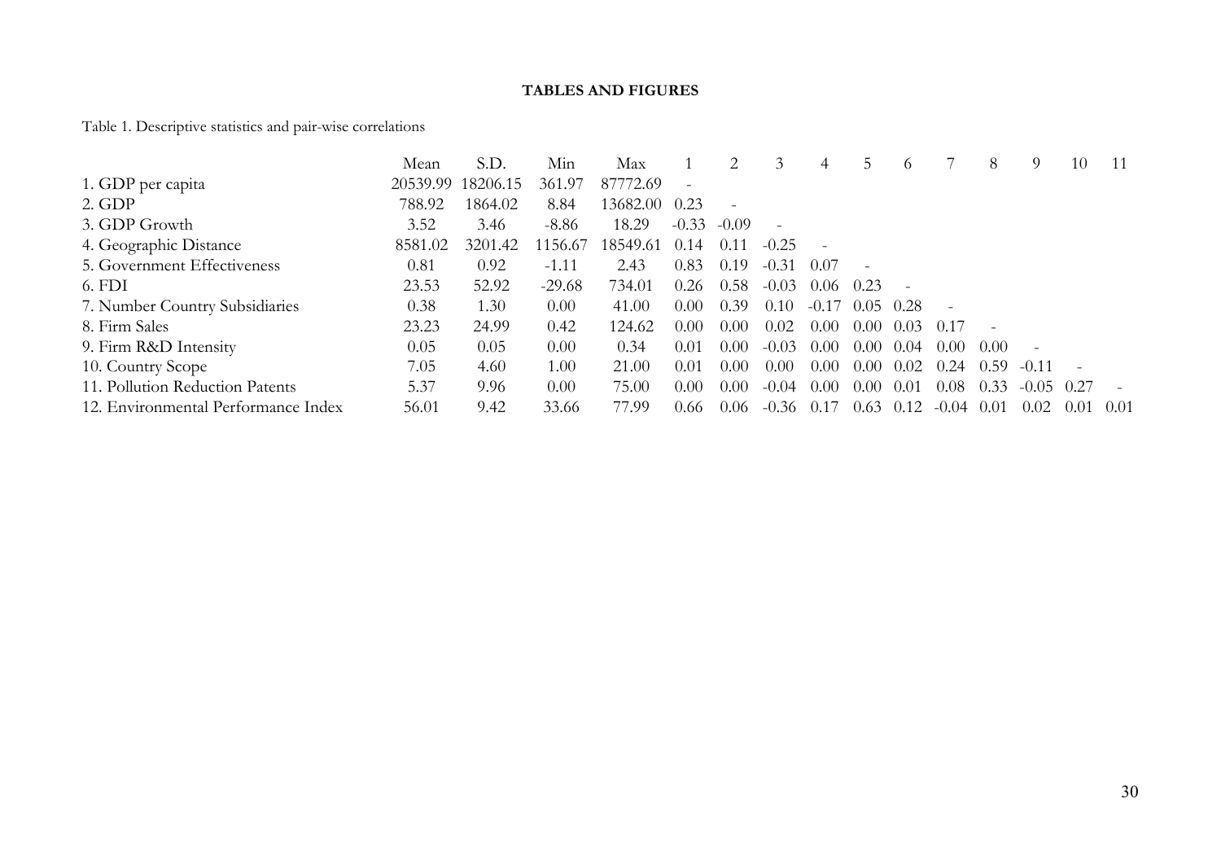**TABLES AND FIGURES**

Table 1. Descriptive statistics and pair-wise correlations

| | Mean | S.D. | Min | Max | 1 | 2 | 3 | 4 | 5 | 6 | 7 | 8 | 9 | 10 | 11 |
|---|---|---|---|---|---|---|---|---|---|---|---|---|---|---|---|
| 1. GDP per capita | 20539.99 | 18206.15 | 361.97 | 87772.69 | - | | | | | | | | | | |
| 2. GDP | 788.92 | 1864.02 | 8.84 | 13682.00 | 0.23 | - | | | | | | | | | |
| 3. GDP Growth | 3.52 | 3.46 | -8.86 | 18.29 | -0.33 | -0.09 | - | | | | | | | | |
| 4. Geographic Distance | 8581.02 | 3201.42 | 1156.67 | 18549.61 | 0.14 | 0.11 | -0.25 | - | | | | | | | |
| 5. Government Effectiveness | 0.81 | 0.92 | -1.11 | 2.43 | 0.83 | 0.19 | -0.31 | 0.07 | - | | | | | | |
| 6. FDI | 23.53 | 52.92 | -29.68 | 734.01 | 0.26 | 0.58 | -0.03 | 0.06 | 0.23 | - | | | | | |
| 7. Number Country Subsidiaries | 0.38 | 1.30 | 0.00 | 41.00 | 0.00 | 0.39 | 0.10 | -0.17 | 0.05 | 0.28 | - | | | | |
| 8. Firm Sales | 23.23 | 24.99 | 0.42 | 124.62 | 0.00 | 0.00 | 0.02 | 0.00 | 0.00 | 0.03 | 0.17 | - | | | |
| 9. Firm R&D Intensity | 0.05 | 0.05 | 0.00 | 0.34 | 0.01 | 0.00 | -0.03 | 0.00 | 0.00 | 0.04 | 0.00 | 0.00 | - | | |
| 10. Country Scope | 7.05 | 4.60 | 1.00 | 21.00 | 0.01 | 0.00 | 0.00 | 0.00 | 0.00 | 0.02 | 0.24 | 0.59 | -0.11 | - | |
| 11. Pollution Reduction Patents | 5.37 | 9.96 | 0.00 | 75.00 | 0.00 | 0.00 | -0.04 | 0.00 | 0.00 | 0.01 | 0.08 | 0.33 | -0.05 | 0.27 | - |
| 12. Environmental Performance Index | 56.01 | 9.42 | 33.66 | 77.99 | 0.66 | 0.06 | -0.36 | 0.17 | 0.63 | 0.12 | -0.04 | 0.01 | 0.02 | 0.01 | 0.01 |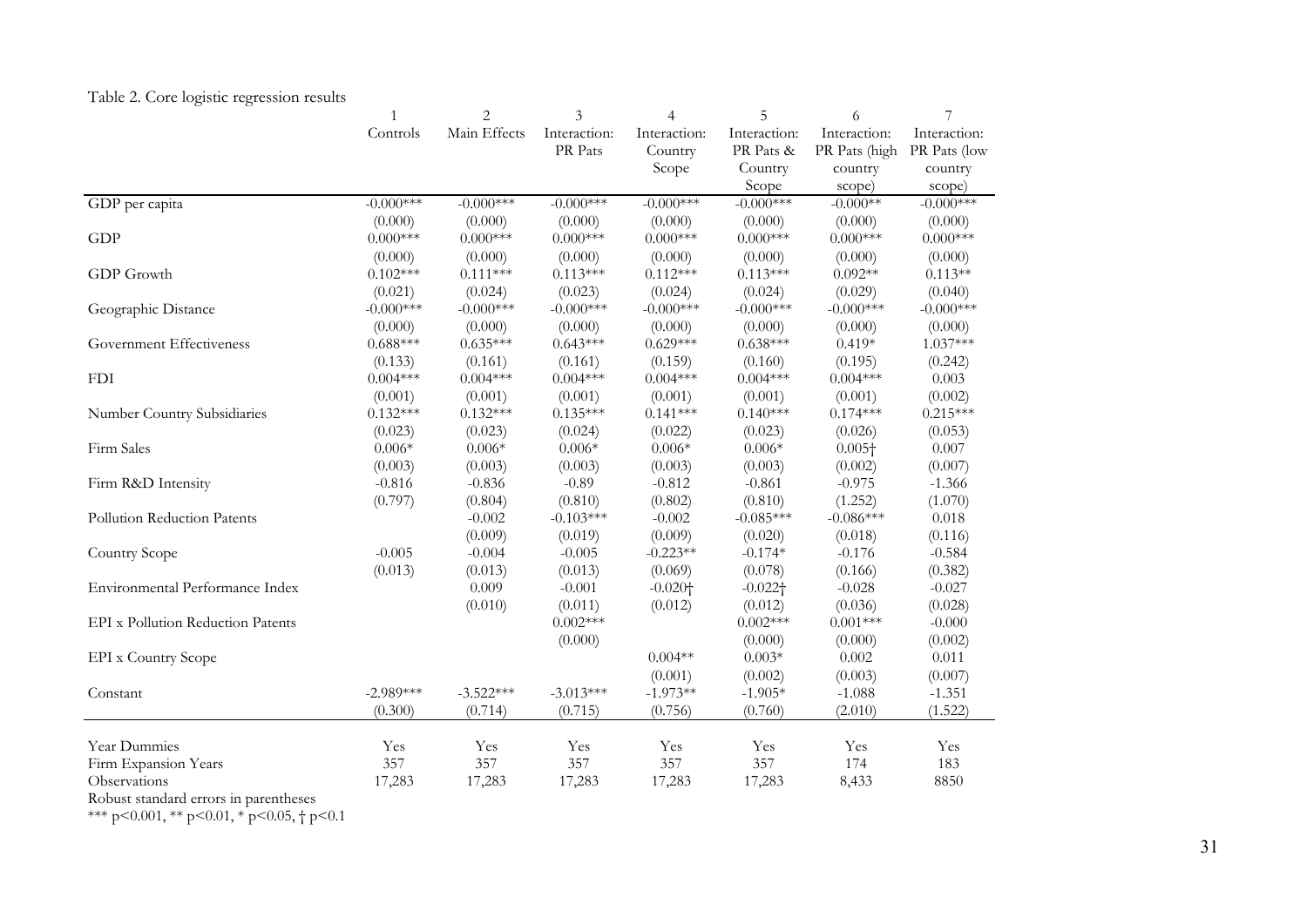Table 2. Core logistic regression results

| | 1 | 2 | 3 | 4 | 5 | 6 | 7 |
|---|---|---|---|---|---|---|---|
| | Controls | Main Effects | Interaction: PR Pats | Interaction: Country Scope | Interaction: PR Pats & Country Scope | Interaction: PR Pats (high country scope) | Interaction: PR Pats (low country scope) |
| GDP per capita | -0.000*** | -0.000*** | -0.000*** | -0.000*** | -0.000*** | -0.000** | -0.000*** |
| | (0.000) | (0.000) | (0.000) | (0.000) | (0.000) | (0.000) | (0.000) |
| GDP | 0.000*** | 0.000*** | 0.000*** | 0.000*** | 0.000*** | 0.000*** | 0.000*** |
| | (0.000) | (0.000) | (0.000) | (0.000) | (0.000) | (0.000) | (0.000) |
| GDP Growth | 0.102*** | 0.111*** | 0.113*** | 0.112*** | 0.113*** | 0.092** | 0.113** |
| | (0.021) | (0.024) | (0.023) | (0.024) | (0.024) | (0.029) | (0.040) |
| Geographic Distance | -0.000*** | -0.000*** | -0.000*** | -0.000*** | -0.000*** | -0.000*** | -0.000*** |
| | (0.000) | (0.000) | (0.000) | (0.000) | (0.000) | (0.000) | (0.000) |
| Government Effectiveness | 0.688*** | 0.635*** | 0.643*** | 0.629*** | 0.638*** | 0.419* | 1.037*** |
| | (0.133) | (0.161) | (0.161) | (0.159) | (0.160) | (0.195) | (0.242) |
| FDI | 0.004*** | 0.004*** | 0.004*** | 0.004*** | 0.004*** | 0.004*** | 0.003 |
| | (0.001) | (0.001) | (0.001) | (0.001) | (0.001) | (0.001) | (0.002) |
| Number Country Subsidiaries | 0.132*** | 0.132*** | 0.135*** | 0.141*** | 0.140*** | 0.174*** | 0.215*** |
| | (0.023) | (0.023) | (0.024) | (0.022) | (0.023) | (0.026) | (0.053) |
| Firm Sales | 0.006* | 0.006* | 0.006* | 0.006* | 0.006* | 0.005† | 0.007 |
| | (0.003) | (0.003) | (0.003) | (0.003) | (0.003) | (0.002) | (0.007) |
| Firm R&D Intensity | -0.816 | -0.836 | -0.89 | -0.812 | -0.861 | -0.975 | -1.366 |
| | (0.797) | (0.804) | (0.810) | (0.802) | (0.810) | (1.252) | (1.070) |
| Pollution Reduction Patents | | -0.002 | -0.103*** | -0.002 | -0.085*** | -0.086*** | 0.018 |
| | | (0.009) | (0.019) | (0.009) | (0.020) | (0.018) | (0.116) |
| Country Scope | -0.005 | -0.004 | -0.005 | -0.223** | -0.174* | -0.176 | -0.584 |
| | (0.013) | (0.013) | (0.013) | (0.069) | (0.078) | (0.166) | (0.382) |
| Environmental Performance Index | | 0.009 | -0.001 | -0.020† | -0.022† | -0.028 | -0.027 |
| | | (0.010) | (0.011) | (0.012) | (0.012) | (0.036) | (0.028) |
| EPI x Pollution Reduction Patents | | | 0.002*** | | 0.002*** | 0.001*** | -0.000 |
| | | | (0.000) | | (0.000) | (0.000) | (0.002) |
| EPI x Country Scope | | | | 0.004** | 0.003* | 0.002 | 0.011 |
| | | | | (0.001) | (0.002) | (0.003) | (0.007) |
| Constant | -2.989*** | -3.522*** | -3.013*** | -1.973** | -1.905* | -1.088 | -1.351 |
| | (0.300) | (0.714) | (0.715) | (0.756) | (0.760) | (2.010) | (1.522) |
| Year Dummies | Yes | Yes | Yes | Yes | Yes | Yes | Yes |
| Firm Expansion Years | 357 | 357 | 357 | 357 | 357 | 174 | 183 |
| Observations | 17,283 | 17,283 | 17,283 | 17,283 | 17,283 | 8,433 | 8850 |

Robust standard errors in parentheses

*** p<0.001, ** p<0.01, * p<0.05, † p<0.1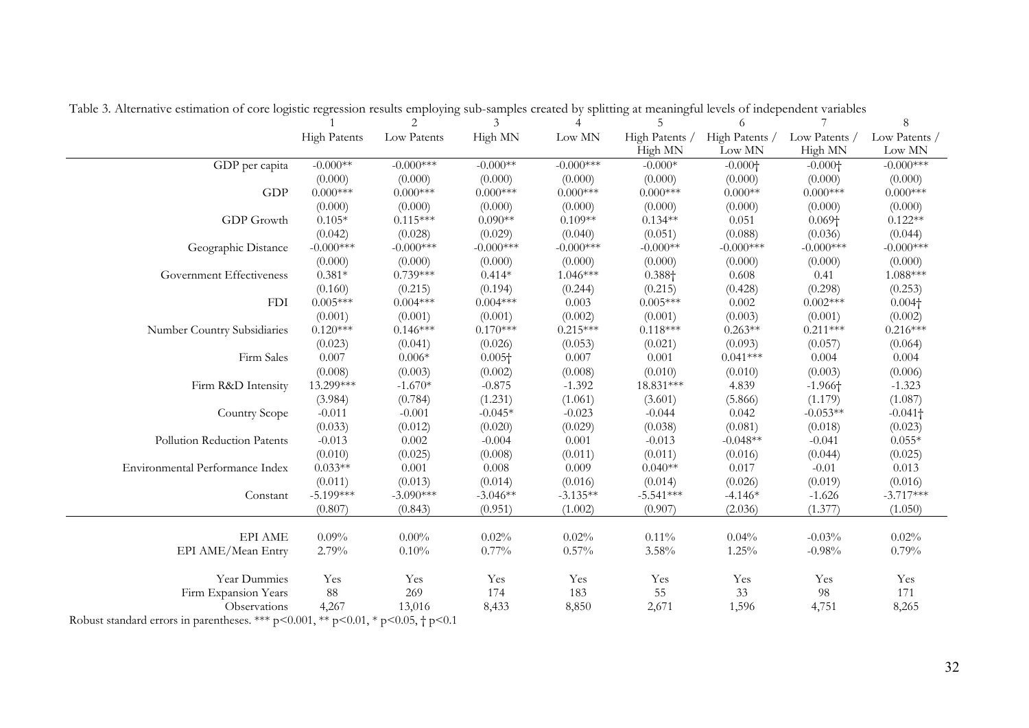Table 3. Alternative estimation of core logistic regression results employing sub-samples created by splitting at meaningful levels of independent variables

| | 1 | 2 | 3 | 4 | 5 | 6 | 7 | 8 |
|---|---|---|---|---|---|---|---|---|
| | High Patents | Low Patents | High MN | Low MN | High Patents / High MN | High Patents / Low MN | Low Patents / High MN | Low Patents / Low MN |
| GDP per capita | -0.000** | -0.000*** | -0.000** | -0.000*** | -0.000* | -0.000† | -0.000† | -0.000*** |
| | (0.000) | (0.000) | (0.000) | (0.000) | (0.000) | (0.000) | (0.000) | (0.000) |
| GDP | 0.000*** | 0.000*** | 0.000*** | 0.000*** | 0.000*** | 0.000** | 0.000*** | 0.000*** |
| | (0.000) | (0.000) | (0.000) | (0.000) | (0.000) | (0.000) | (0.000) | (0.000) |
| GDP Growth | 0.105* | 0.115*** | 0.090** | 0.109** | 0.134** | 0.051 | 0.069† | 0.122** |
| | (0.042) | (0.028) | (0.029) | (0.040) | (0.051) | (0.088) | (0.036) | (0.044) |
| Geographic Distance | -0.000*** | -0.000*** | -0.000*** | -0.000*** | -0.000** | -0.000*** | -0.000*** | -0.000*** |
| | (0.000) | (0.000) | (0.000) | (0.000) | (0.000) | (0.000) | (0.000) | (0.000) |
| Government Effectiveness | 0.381* | 0.739*** | 0.414* | 1.046*** | 0.388† | 0.608 | 0.41 | 1.088*** |
| | (0.160) | (0.215) | (0.194) | (0.244) | (0.215) | (0.428) | (0.298) | (0.253) |
| FDI | 0.005*** | 0.004*** | 0.004*** | 0.003 | 0.005*** | 0.002 | 0.002*** | 0.004† |
| | (0.001) | (0.001) | (0.001) | (0.002) | (0.001) | (0.003) | (0.001) | (0.002) |
| Number Country Subsidiaries | 0.120*** | 0.146*** | 0.170*** | 0.215*** | 0.118*** | 0.263** | 0.211*** | 0.216*** |
| | (0.023) | (0.041) | (0.026) | (0.053) | (0.021) | (0.093) | (0.057) | (0.064) |
| Firm Sales | 0.007 | 0.006* | 0.005† | 0.007 | 0.001 | 0.041*** | 0.004 | 0.004 |
| | (0.008) | (0.003) | (0.002) | (0.008) | (0.010) | (0.010) | (0.003) | (0.006) |
| Firm R&D Intensity | 13.299*** | -1.670* | -0.875 | -1.392 | 18.831*** | 4.839 | -1.966† | -1.323 |
| | (3.984) | (0.784) | (1.231) | (1.061) | (3.601) | (5.866) | (1.179) | (1.087) |
| Country Scope | -0.011 | -0.001 | -0.045* | -0.023 | -0.044 | 0.042 | -0.053** | -0.041† |
| | (0.033) | (0.012) | (0.020) | (0.029) | (0.038) | (0.081) | (0.018) | (0.023) |
| Pollution Reduction Patents | -0.013 | 0.002 | -0.004 | 0.001 | -0.013 | -0.048** | -0.041 | 0.055* |
| | (0.010) | (0.025) | (0.008) | (0.011) | (0.011) | (0.016) | (0.044) | (0.025) |
| Environmental Performance Index | 0.033** | 0.001 | 0.008 | 0.009 | 0.040** | 0.017 | -0.01 | 0.013 |
| | (0.011) | (0.013) | (0.014) | (0.016) | (0.014) | (0.026) | (0.019) | (0.016) |
| Constant | -5.199*** | -3.090*** | -3.046** | -3.135** | -5.541*** | -4.146* | -1.626 | -3.717*** |
| | (0.807) | (0.843) | (0.951) | (1.002) | (0.907) | (2.036) | (1.377) | (1.050) |
| EPI AME | 0.09% | 0.00% | 0.02% | 0.02% | 0.11% | 0.04% | -0.03% | 0.02% |
| EPI AME/Mean Entry | 2.79% | 0.10% | 0.77% | 0.57% | 3.58% | 1.25% | -0.98% | 0.79% |
| Year Dummies | Yes | Yes | Yes | Yes | Yes | Yes | Yes | Yes |
| Firm Expansion Years | 88 | 269 | 174 | 183 | 55 | 33 | 98 | 171 |
| Observations | 4,267 | 13,016 | 8,433 | 8,850 | 2,671 | 1,596 | 4,751 | 8,265 |

Robust standard errors in parentheses. *** $p<0.001$, ** $p<0.01$, * $p<0.05$, † $p<0.1$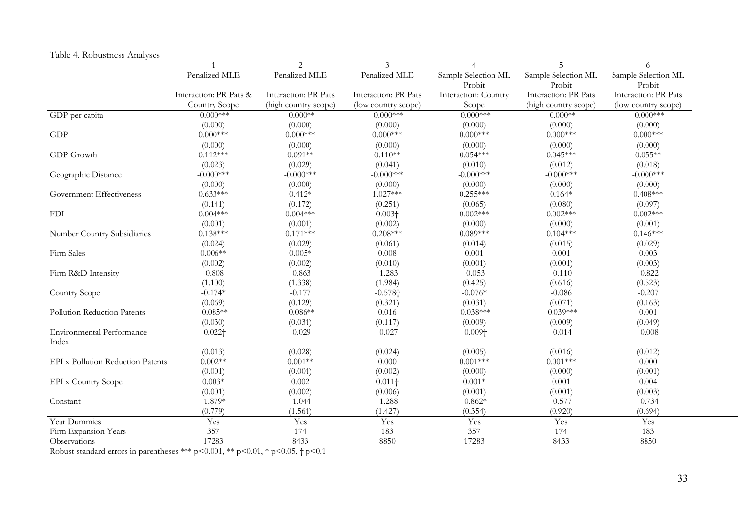Table 4. Robustness Analyses

| | 1 | 2 | 3 | 4 | 5 | 6 |
|---|---|---|---|---|---|---|
| | Penalized MLE | Penalized MLE | Penalized MLE | Sample Selection ML Probit | Sample Selection ML Probit | Sample Selection ML Probit |
| | Interaction: PR Pats & Country Scope | Interaction: PR Pats (high country scope) | Interaction: PR Pats (low country scope) | Interaction: Country Scope | Interaction: PR Pats (high country scope) | Interaction: PR Pats (low country scope) |
| GDP per capita | -0.000*** | -0.000** | -0.000*** | -0.000*** | -0.000** | -0.000*** |
| | (0.000) | (0.000) | (0.000) | (0.000) | (0.000) | (0.000) |
| GDP | 0.000*** | 0.000*** | 0.000*** | 0.000*** | 0.000*** | 0.000*** |
| | (0.000) | (0.000) | (0.000) | (0.000) | (0.000) | (0.000) |
| GDP Growth | 0.112*** | 0.091** | 0.110** | 0.054*** | 0.045*** | 0.055** |
| | (0.023) | (0.029) | (0.041) | (0.010) | (0.012) | (0.018) |
| Geographic Distance | -0.000*** | -0.000*** | -0.000*** | -0.000*** | -0.000*** | -0.000*** |
| | (0.000) | (0.000) | (0.000) | (0.000) | (0.000) | (0.000) |
| Government Effectiveness | 0.633*** | 0.412* | 1.027*** | 0.255*** | 0.164* | 0.408*** |
| | (0.141) | (0.172) | (0.251) | (0.065) | (0.080) | (0.097) |
| FDI | 0.004*** | 0.004*** | 0.003† | 0.002*** | 0.002*** | 0.002*** |
| | (0.001) | (0.001) | (0.002) | (0.000) | (0.000) | (0.001) |
| Number Country Subsidiaries | 0.138*** | 0.171*** | 0.208*** | 0.089*** | 0.104*** | 0.146*** |
| | (0.024) | (0.029) | (0.061) | (0.014) | (0.015) | (0.029) |
| Firm Sales | 0.006** | 0.005* | 0.008 | 0.001 | 0.001 | 0.003 |
| | (0.002) | (0.002) | (0.010) | (0.001) | (0.001) | (0.003) |
| Firm R&D Intensity | -0.808 | -0.863 | -1.283 | -0.053 | -0.110 | -0.822 |
| | (1.100) | (1.338) | (1.984) | (0.425) | (0.616) | (0.523) |
| Country Scope | -0.174* | -0.177 | -0.578† | -0.076* | -0.086 | -0.207 |
| | (0.069) | (0.129) | (0.321) | (0.031) | (0.071) | (0.163) |
| Pollution Reduction Patents | -0.085** | -0.086** | 0.016 | -0.038*** | -0.039*** | 0.001 |
| | (0.030) | (0.031) | (0.117) | (0.009) | (0.009) | (0.049) |
| Environmental Performance Index | -0.022† | -0.029 | -0.027 | -0.009† | -0.014 | -0.008 |
| | (0.013) | (0.028) | (0.024) | (0.005) | (0.016) | (0.012) |
| EPI x Pollution Reduction Patents | 0.002** | 0.001** | 0.000 | 0.001*** | 0.001*** | 0.000 |
| | (0.001) | (0.001) | (0.002) | (0.000) | (0.000) | (0.001) |
| EPI x Country Scope | 0.003* | 0.002 | 0.011† | 0.001* | 0.001 | 0.004 |
| | (0.001) | (0.002) | (0.006) | (0.001) | (0.001) | (0.003) |
| Constant | -1.879* | -1.044 | -1.288 | -0.862* | -0.577 | -0.734 |
| | (0.779) | (1.561) | (1.427) | (0.354) | (0.920) | (0.694) |
| Year Dummies | Yes | Yes | Yes | Yes | Yes | Yes |
| Firm Expansion Years | 357 | 174 | 183 | 357 | 174 | 183 |
| Observations | 17283 | 8433 | 8850 | 17283 | 8433 | 8850 |

Robust standard errors in parentheses *** p<0.001, ** p<0.01, * p<0.05, † p<0.1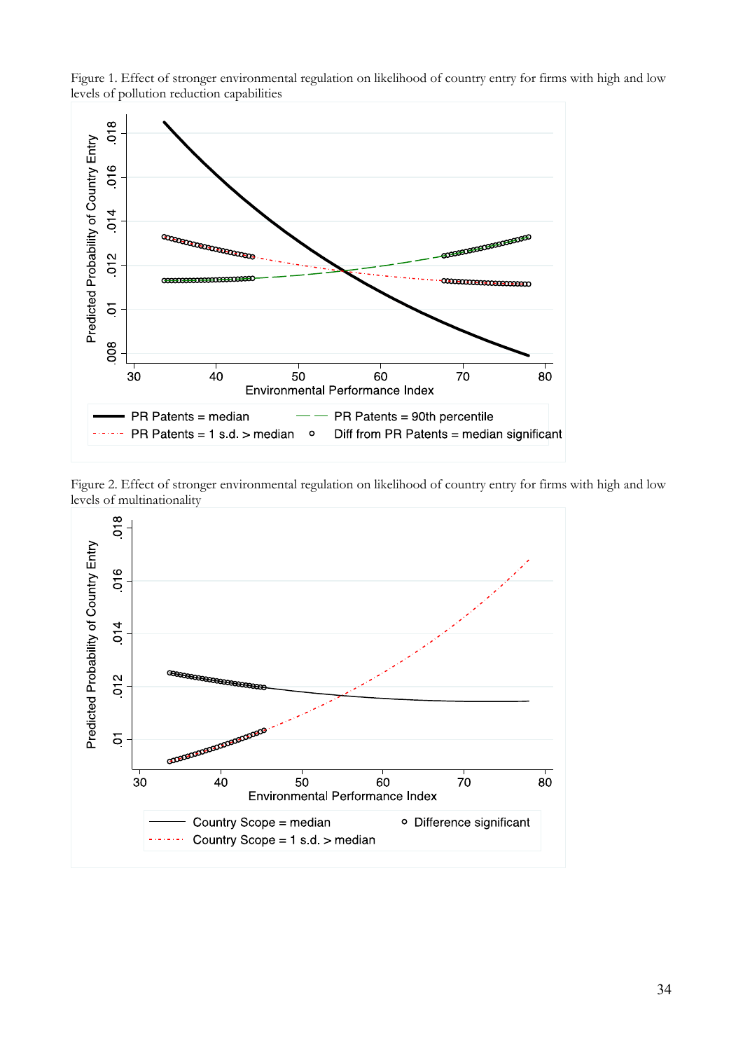Figure 1. Effect of stronger environmental regulation on likelihood of country entry for firms with high and low levels of pollution reduction capabilities

Figure 2. Effect of stronger environmental regulation on likelihood of country entry for firms with high and low levels of multinationality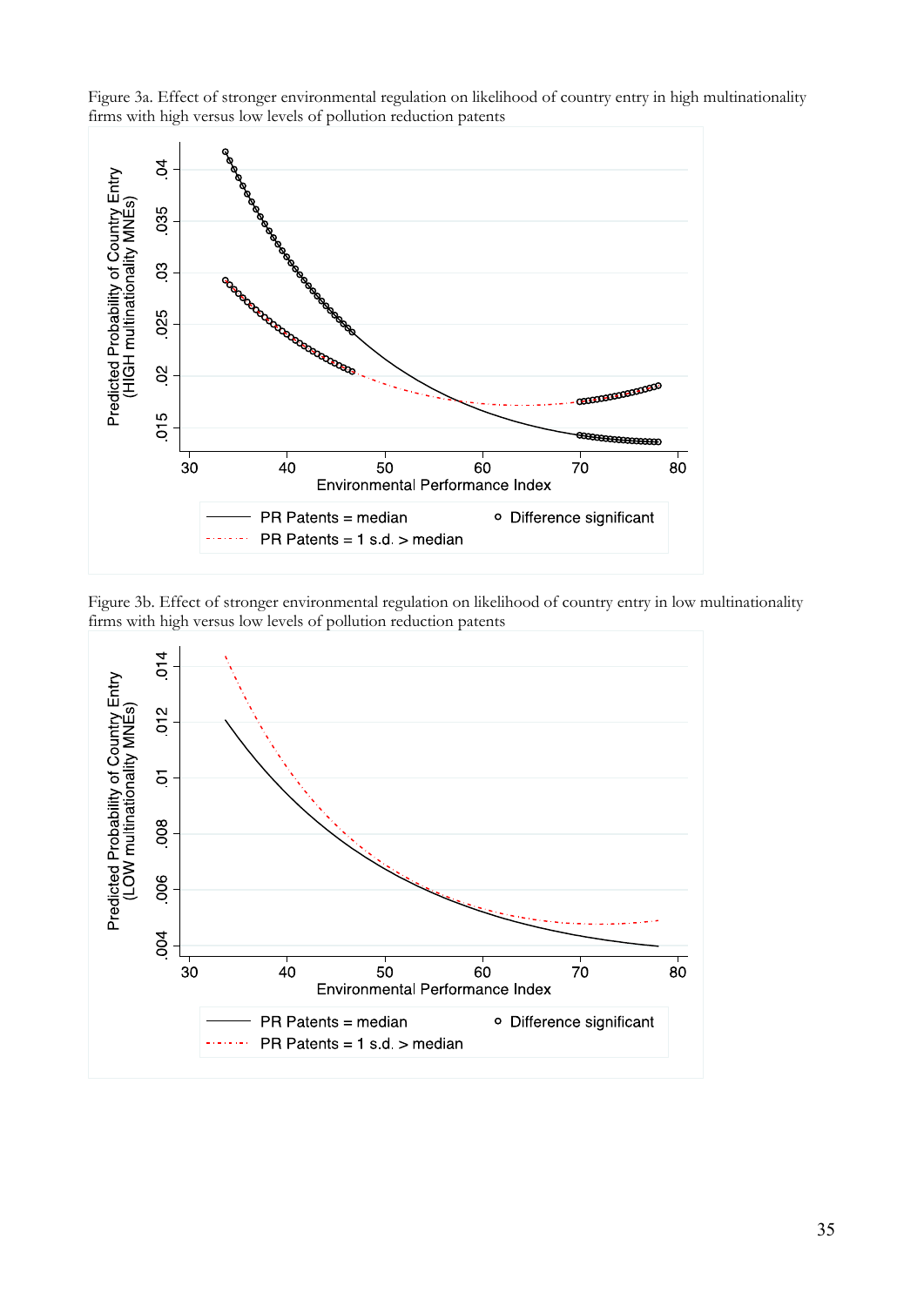Figure 3a. Effect of stronger environmental regulation on likelihood of country entry in high multinationality firms with high versus low levels of pollution reduction patents

Predicted Probability of Country Entry (HIGH multinationality MNEs)

.015
.02
.025
.03
.035
.04

30
40
50
60
70
80

Environmental Performance Index

PR Patents = median
PR Patents = 1 s.d. > median
Difference significant

Figure 3b. Effect of stronger environmental regulation on likelihood of country entry in low multinationality firms with high versus low levels of pollution reduction patents

Predicted Probability of Country Entry (LOW multinationality MNEs)

.004
.006
.008
.01
.012
.014

30
40
50
60
70
80

Environmental Performance Index

PR Patents = median
PR Patents = 1 s.d. > median
Difference significant